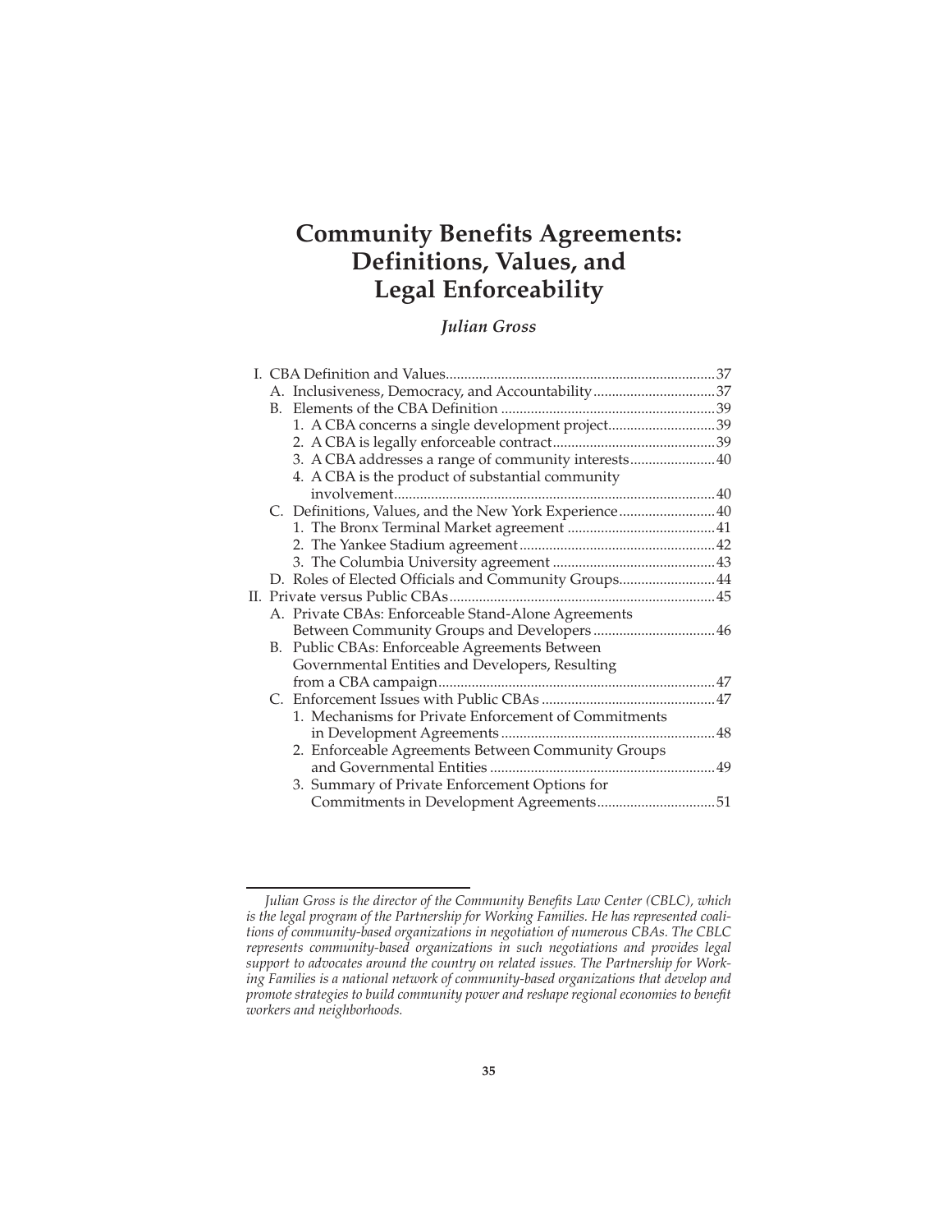# Community Benefits Agreements: Definitions, Values, and Legal Enforceability

*Julian Gross*

- I. CBA Definition and Values ... 37
  - A. Inclusiveness, Democracy, and Accountability ... 37
  - B. Elements of the CBA Definition ... 39
    1. A CBA concerns a single development project ... 39
    2. A CBA is legally enforceable contract ... 39
    3. A CBA addresses a range of community interests ... 40
    4. A CBA is the product of substantial community involvement ... 40
  - C. Definitions, Values, and the New York Experience ... 40
    1. The Bronx Terminal Market agreement ... 41
    2. The Yankee Stadium agreement ... 42
    3. The Columbia University agreement ... 43
  - D. Roles of Elected Officials and Community Groups ... 44
- II. Private versus Public CBAs ... 45
  - A. Private CBAs: Enforceable Stand-Alone Agreements Between Community Groups and Developers ... 46
  - B. Public CBAs: Enforceable Agreements Between Governmental Entities and Developers, Resulting from a CBA campaign ... 47
  - C. Enforcement Issues with Public CBAs ... 47
    1. Mechanisms for Private Enforcement of Commitments in Development Agreements ... 48
    2. Enforceable Agreements Between Community Groups and Governmental Entities ... 49
    3. Summary of Private Enforcement Options for Commitments in Development Agreements ... 51

---

*Julian Gross is the director of the Community Benefits Law Center (CBLC), which is the legal program of the Partnership for Working Families. He has represented coalitions of community-based organizations in negotiation of numerous CBAs. The CBLC represents community-based organizations in such negotiations and provides legal support to advocates around the country on related issues. The Partnership for Working Families is a national network of community-based organizations that develop and promote strategies to build community power and reshape regional economies to benefit workers and neighborhoods.*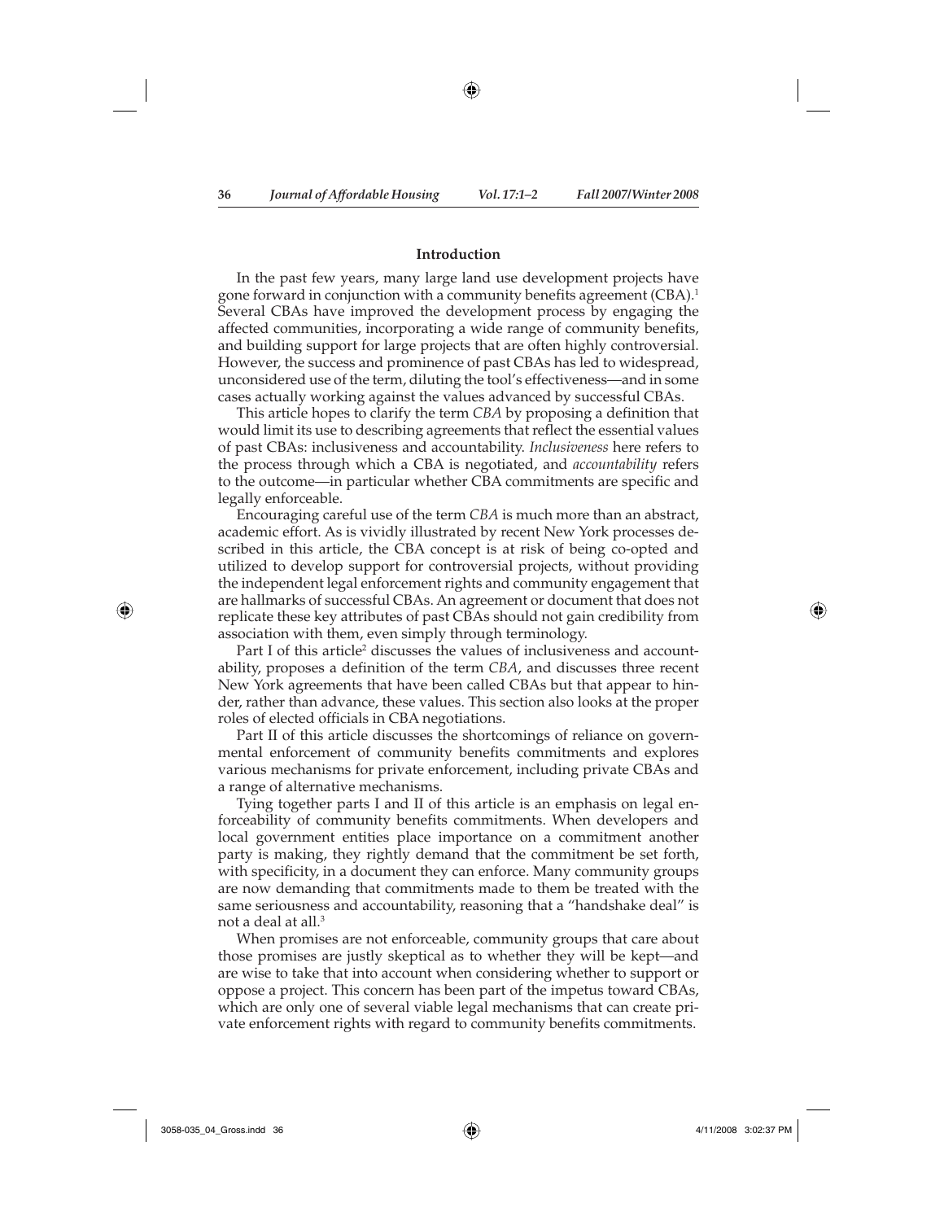## Introduction

In the past few years, many large land use development projects have gone forward in conjunction with a community benefits agreement (CBA).[1] Several CBAs have improved the development process by engaging the affected communities, incorporating a wide range of community benefits, and building support for large projects that are often highly controversial. However, the success and prominence of past CBAs has led to widespread, unconsidered use of the term, diluting the tool's effectiveness—and in some cases actually working against the values advanced by successful CBAs.

This article hopes to clarify the term *CBA* by proposing a definition that would limit its use to describing agreements that reflect the essential values of past CBAs: inclusiveness and accountability. *Inclusiveness* here refers to the process through which a CBA is negotiated, and *accountability* refers to the outcome—in particular whether CBA commitments are specific and legally enforceable.

Encouraging careful use of the term *CBA* is much more than an abstract, academic effort. As is vividly illustrated by recent New York processes described in this article, the CBA concept is at risk of being co-opted and utilized to develop support for controversial projects, without providing the independent legal enforcement rights and community engagement that are hallmarks of successful CBAs. An agreement or document that does not replicate these key attributes of past CBAs should not gain credibility from association with them, even simply through terminology.

Part I of this article[2] discusses the values of inclusiveness and accountability, proposes a definition of the term *CBA*, and discusses three recent New York agreements that have been called CBAs but that appear to hinder, rather than advance, these values. This section also looks at the proper roles of elected officials in CBA negotiations.

Part II of this article discusses the shortcomings of reliance on governmental enforcement of community benefits commitments and explores various mechanisms for private enforcement, including private CBAs and a range of alternative mechanisms.

Tying together parts I and II of this article is an emphasis on legal enforceability of community benefits commitments. When developers and local government entities place importance on a commitment another party is making, they rightly demand that the commitment be set forth, with specificity, in a document they can enforce. Many community groups are now demanding that commitments made to them be treated with the same seriousness and accountability, reasoning that a "handshake deal" is not a deal at all.[3]

When promises are not enforceable, community groups that care about those promises are justly skeptical as to whether they will be kept—and are wise to take that into account when considering whether to support or oppose a project. This concern has been part of the impetus toward CBAs, which are only one of several viable legal mechanisms that can create private enforcement rights with regard to community benefits commitments.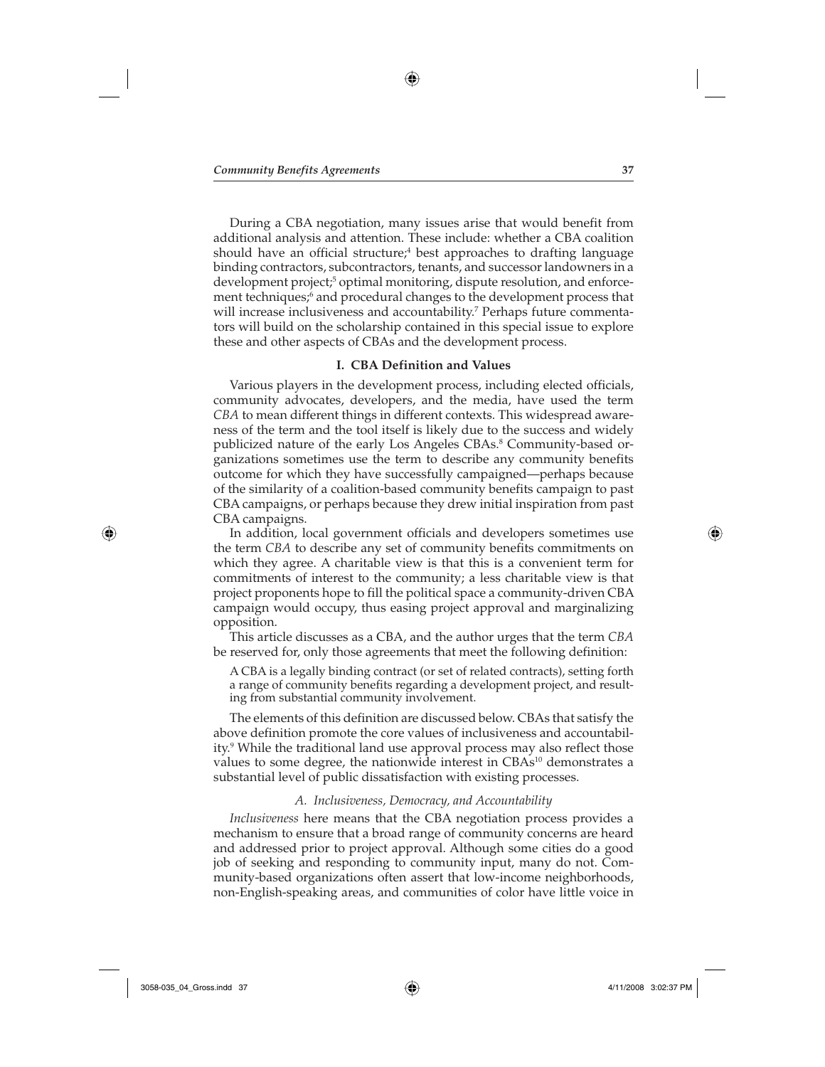During a CBA negotiation, many issues arise that would benefit from additional analysis and attention. These include: whether a CBA coalition should have an official structure;[4] best approaches to drafting language binding contractors, subcontractors, tenants, and successor landowners in a development project;[5] optimal monitoring, dispute resolution, and enforcement techniques;[6] and procedural changes to the development process that will increase inclusiveness and accountability.[7] Perhaps future commentators will build on the scholarship contained in this special issue to explore these and other aspects of CBAs and the development process.

## I. CBA Definition and Values

Various players in the development process, including elected officials, community advocates, developers, and the media, have used the term *CBA* to mean different things in different contexts. This widespread awareness of the term and the tool itself is likely due to the success and widely publicized nature of the early Los Angeles CBAs.[8] Community-based organizations sometimes use the term to describe any community benefits outcome for which they have successfully campaigned—perhaps because of the similarity of a coalition-based community benefits campaign to past CBA campaigns, or perhaps because they drew initial inspiration from past CBA campaigns.

In addition, local government officials and developers sometimes use the term *CBA* to describe any set of community benefits commitments on which they agree. A charitable view is that this is a convenient term for commitments of interest to the community; a less charitable view is that project proponents hope to fill the political space a community-driven CBA campaign would occupy, thus easing project approval and marginalizing opposition.

This article discusses as a CBA, and the author urges that the term *CBA* be reserved for, only those agreements that meet the following definition:

> A CBA is a legally binding contract (or set of related contracts), setting forth a range of community benefits regarding a development project, and resulting from substantial community involvement.

The elements of this definition are discussed below. CBAs that satisfy the above definition promote the core values of inclusiveness and accountability.[9] While the traditional land use approval process may also reflect those values to some degree, the nationwide interest in CBAs[10] demonstrates a substantial level of public dissatisfaction with existing processes.

### A. Inclusiveness, Democracy, and Accountability

*Inclusiveness* here means that the CBA negotiation process provides a mechanism to ensure that a broad range of community concerns are heard and addressed prior to project approval. Although some cities do a good job of seeking and responding to community input, many do not. Community-based organizations often assert that low-income neighborhoods, non-English-speaking areas, and communities of color have little voice in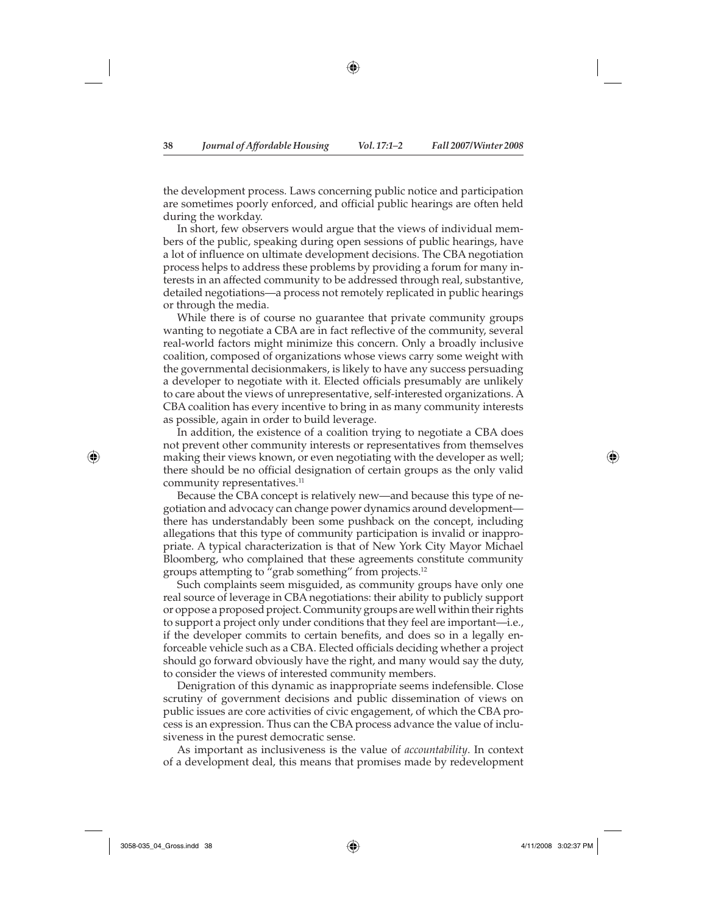the development process. Laws concerning public notice and participation are sometimes poorly enforced, and official public hearings are often held during the workday.

In short, few observers would argue that the views of individual members of the public, speaking during open sessions of public hearings, have a lot of influence on ultimate development decisions. The CBA negotiation process helps to address these problems by providing a forum for many interests in an affected community to be addressed through real, substantive, detailed negotiations—a process not remotely replicated in public hearings or through the media.

While there is of course no guarantee that private community groups wanting to negotiate a CBA are in fact reflective of the community, several real-world factors might minimize this concern. Only a broadly inclusive coalition, composed of organizations whose views carry some weight with the governmental decisionmakers, is likely to have any success persuading a developer to negotiate with it. Elected officials presumably are unlikely to care about the views of unrepresentative, self-interested organizations. A CBA coalition has every incentive to bring in as many community interests as possible, again in order to build leverage.

In addition, the existence of a coalition trying to negotiate a CBA does not prevent other community interests or representatives from themselves making their views known, or even negotiating with the developer as well; there should be no official designation of certain groups as the only valid community representatives.[11]

Because the CBA concept is relatively new—and because this type of negotiation and advocacy can change power dynamics around development—there has understandably been some pushback on the concept, including allegations that this type of community participation is invalid or inappropriate. A typical characterization is that of New York City Mayor Michael Bloomberg, who complained that these agreements constitute community groups attempting to "grab something" from projects.[12]

Such complaints seem misguided, as community groups have only one real source of leverage in CBA negotiations: their ability to publicly support or oppose a proposed project. Community groups are well within their rights to support a project only under conditions that they feel are important—i.e., if the developer commits to certain benefits, and does so in a legally enforceable vehicle such as a CBA. Elected officials deciding whether a project should go forward obviously have the right, and many would say the duty, to consider the views of interested community members.

Denigration of this dynamic as inappropriate seems indefensible. Close scrutiny of government decisions and public dissemination of views on public issues are core activities of civic engagement, of which the CBA process is an expression. Thus can the CBA process advance the value of inclusiveness in the purest democratic sense.

As important as inclusiveness is the value of *accountability*. In context of a development deal, this means that promises made by redevelopment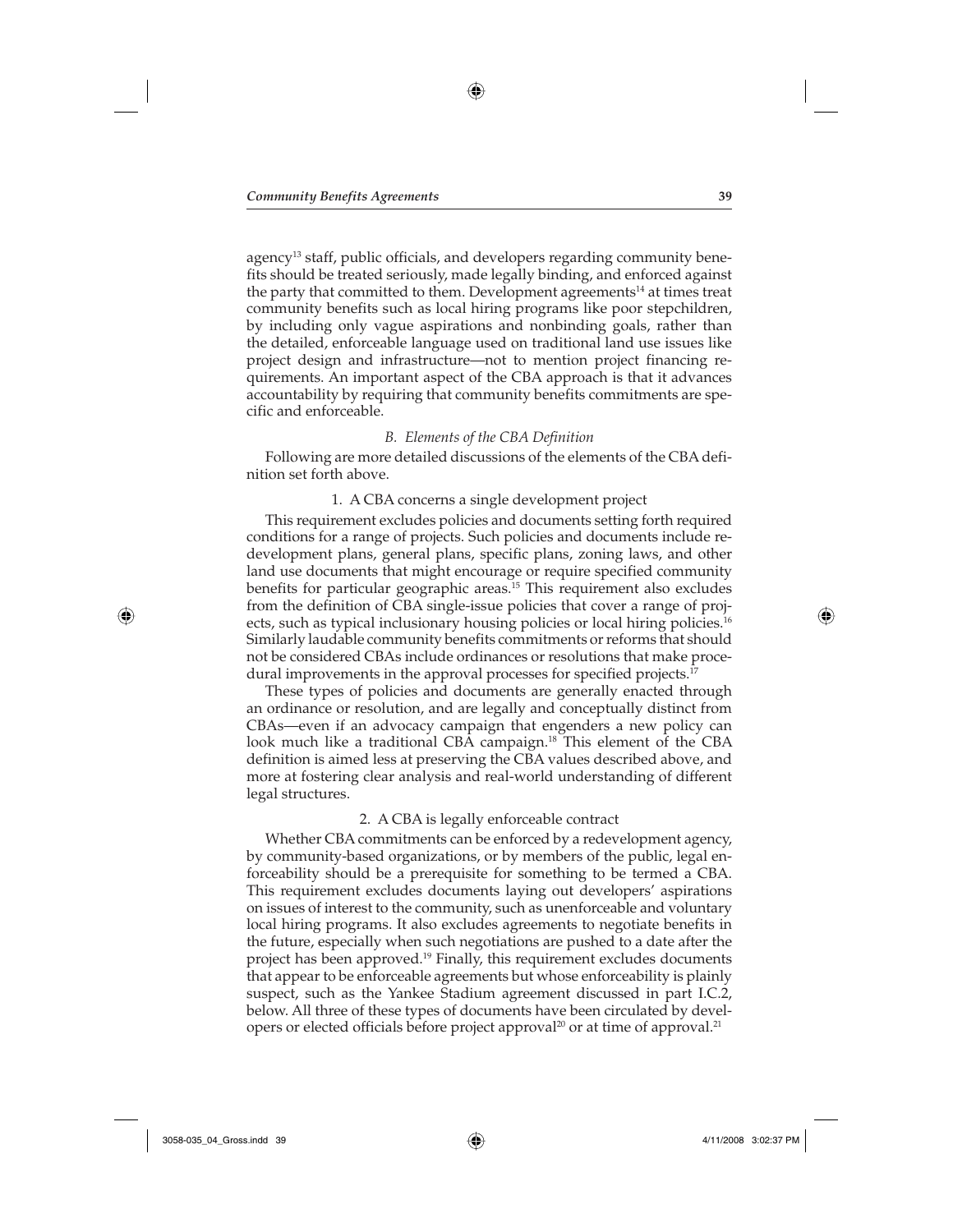agency[13] staff, public officials, and developers regarding community benefits should be treated seriously, made legally binding, and enforced against the party that committed to them. Development agreements[14] at times treat community benefits such as local hiring programs like poor stepchildren, by including only vague aspirations and nonbinding goals, rather than the detailed, enforceable language used on traditional land use issues like project design and infrastructure—not to mention project financing requirements. An important aspect of the CBA approach is that it advances accountability by requiring that community benefits commitments are specific and enforceable.

### *B. Elements of the CBA Definition*

Following are more detailed discussions of the elements of the CBA definition set forth above.

#### 1. A CBA concerns a single development project

This requirement excludes policies and documents setting forth required conditions for a range of projects. Such policies and documents include redevelopment plans, general plans, specific plans, zoning laws, and other land use documents that might encourage or require specified community benefits for particular geographic areas.[15] This requirement also excludes from the definition of CBA single-issue policies that cover a range of projects, such as typical inclusionary housing policies or local hiring policies.[16] Similarly laudable community benefits commitments or reforms that should not be considered CBAs include ordinances or resolutions that make procedural improvements in the approval processes for specified projects.[17]

These types of policies and documents are generally enacted through an ordinance or resolution, and are legally and conceptually distinct from CBAs—even if an advocacy campaign that engenders a new policy can look much like a traditional CBA campaign.[18] This element of the CBA definition is aimed less at preserving the CBA values described above, and more at fostering clear analysis and real-world understanding of different legal structures.

#### 2. A CBA is legally enforceable contract

Whether CBA commitments can be enforced by a redevelopment agency, by community-based organizations, or by members of the public, legal enforceability should be a prerequisite for something to be termed a CBA. This requirement excludes documents laying out developers' aspirations on issues of interest to the community, such as unenforceable and voluntary local hiring programs. It also excludes agreements to negotiate benefits in the future, especially when such negotiations are pushed to a date after the project has been approved.[19] Finally, this requirement excludes documents that appear to be enforceable agreements but whose enforceability is plainly suspect, such as the Yankee Stadium agreement discussed in part I.C.2, below. All three of these types of documents have been circulated by developers or elected officials before project approval[20] or at time of approval.[21]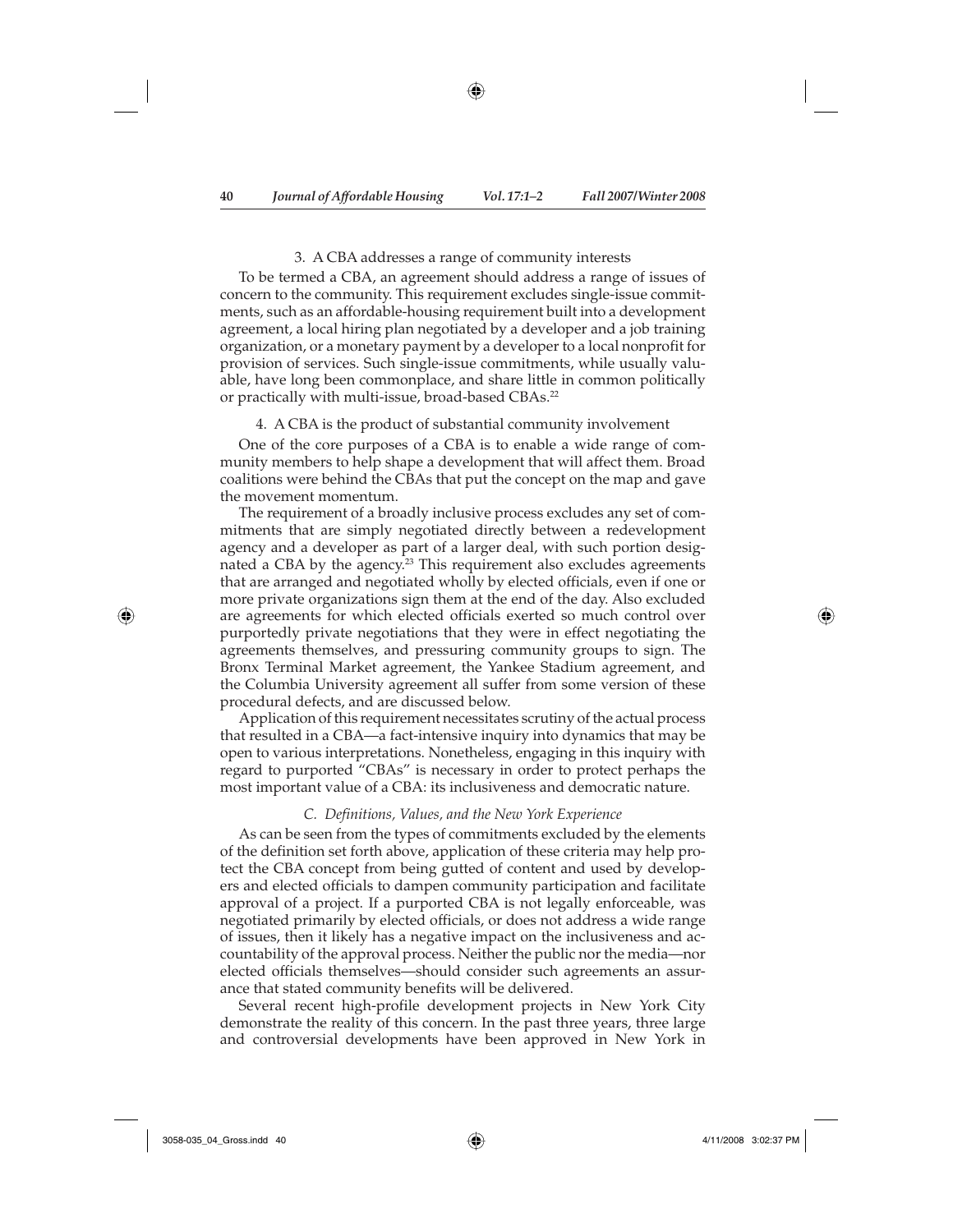### 3. A CBA addresses a range of community interests

To be termed a CBA, an agreement should address a range of issues of concern to the community. This requirement excludes single-issue commitments, such as an affordable-housing requirement built into a development agreement, a local hiring plan negotiated by a developer and a job training organization, or a monetary payment by a developer to a local nonprofit for provision of services. Such single-issue commitments, while usually valuable, have long been commonplace, and share little in common politically or practically with multi-issue, broad-based CBAs.[22]

### 4. A CBA is the product of substantial community involvement

One of the core purposes of a CBA is to enable a wide range of community members to help shape a development that will affect them. Broad coalitions were behind the CBAs that put the concept on the map and gave the movement momentum.

The requirement of a broadly inclusive process excludes any set of commitments that are simply negotiated directly between a redevelopment agency and a developer as part of a larger deal, with such portion designated a CBA by the agency.[23] This requirement also excludes agreements that are arranged and negotiated wholly by elected officials, even if one or more private organizations sign them at the end of the day. Also excluded are agreements for which elected officials exerted so much control over purportedly private negotiations that they were in effect negotiating the agreements themselves, and pressuring community groups to sign. The Bronx Terminal Market agreement, the Yankee Stadium agreement, and the Columbia University agreement all suffer from some version of these procedural defects, and are discussed below.

Application of this requirement necessitates scrutiny of the actual process that resulted in a CBA—a fact-intensive inquiry into dynamics that may be open to various interpretations. Nonetheless, engaging in this inquiry with regard to purported "CBAs" is necessary in order to protect perhaps the most important value of a CBA: its inclusiveness and democratic nature.

## *C. Definitions, Values, and the New York Experience*

As can be seen from the types of commitments excluded by the elements of the definition set forth above, application of these criteria may help protect the CBA concept from being gutted of content and used by developers and elected officials to dampen community participation and facilitate approval of a project. If a purported CBA is not legally enforceable, was negotiated primarily by elected officials, or does not address a wide range of issues, then it likely has a negative impact on the inclusiveness and accountability of the approval process. Neither the public nor the media—nor elected officials themselves—should consider such agreements an assurance that stated community benefits will be delivered.

Several recent high-profile development projects in New York City demonstrate the reality of this concern. In the past three years, three large and controversial developments have been approved in New York in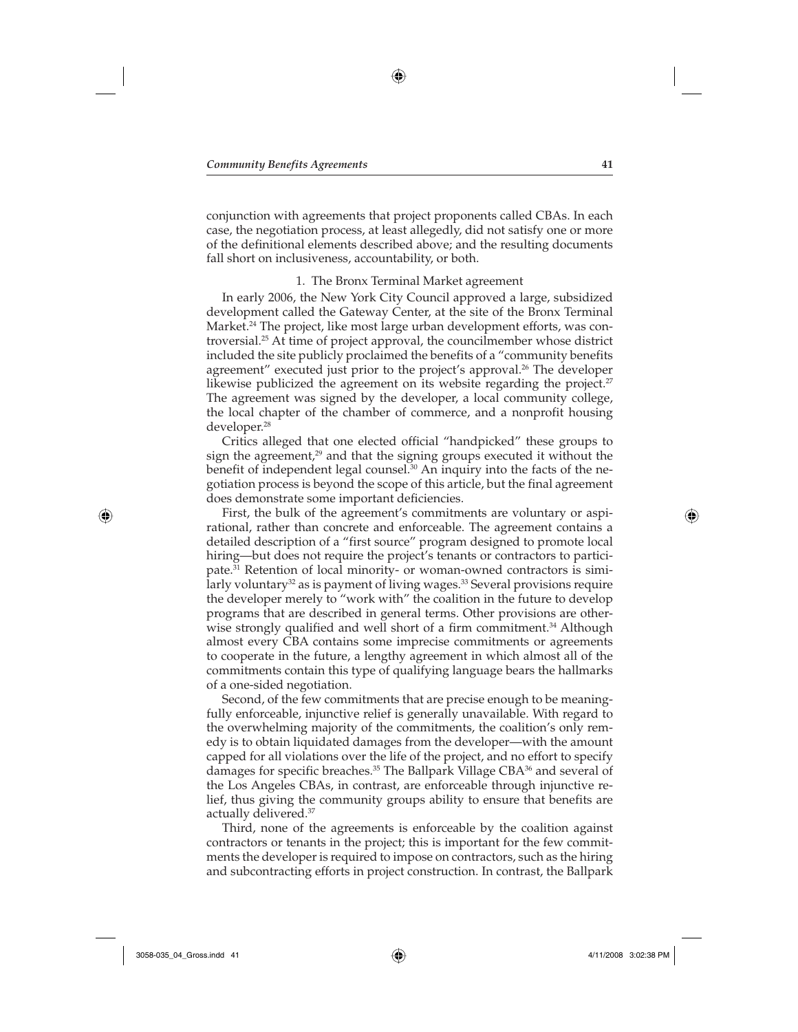conjunction with agreements that project proponents called CBAs. In each case, the negotiation process, at least allegedly, did not satisfy one or more of the definitional elements described above; and the resulting documents fall short on inclusiveness, accountability, or both.

### 1. The Bronx Terminal Market agreement

In early 2006, the New York City Council approved a large, subsidized development called the Gateway Center, at the site of the Bronx Terminal Market.[24] The project, like most large urban development efforts, was controversial.[25] At time of project approval, the councilmember whose district included the site publicly proclaimed the benefits of a "community benefits agreement" executed just prior to the project's approval.[26] The developer likewise publicized the agreement on its website regarding the project.[27] The agreement was signed by the developer, a local community college, the local chapter of the chamber of commerce, and a nonprofit housing developer.[28]

Critics alleged that one elected official "handpicked" these groups to sign the agreement,[29] and that the signing groups executed it without the benefit of independent legal counsel.[30] An inquiry into the facts of the negotiation process is beyond the scope of this article, but the final agreement does demonstrate some important deficiencies.

First, the bulk of the agreement's commitments are voluntary or aspirational, rather than concrete and enforceable. The agreement contains a detailed description of a "first source" program designed to promote local hiring—but does not require the project's tenants or contractors to participate.[31] Retention of local minority- or woman-owned contractors is similarly voluntary[32] as is payment of living wages.[33] Several provisions require the developer merely to "work with" the coalition in the future to develop programs that are described in general terms. Other provisions are otherwise strongly qualified and well short of a firm commitment.[34] Although almost every CBA contains some imprecise commitments or agreements to cooperate in the future, a lengthy agreement in which almost all of the commitments contain this type of qualifying language bears the hallmarks of a one-sided negotiation.

Second, of the few commitments that are precise enough to be meaningfully enforceable, injunctive relief is generally unavailable. With regard to the overwhelming majority of the commitments, the coalition's only remedy is to obtain liquidated damages from the developer—with the amount capped for all violations over the life of the project, and no effort to specify damages for specific breaches.[35] The Ballpark Village CBA[36] and several of the Los Angeles CBAs, in contrast, are enforceable through injunctive relief, thus giving the community groups ability to ensure that benefits are actually delivered.[37]

Third, none of the agreements is enforceable by the coalition against contractors or tenants in the project; this is important for the few commitments the developer is required to impose on contractors, such as the hiring and subcontracting efforts in project construction. In contrast, the Ballpark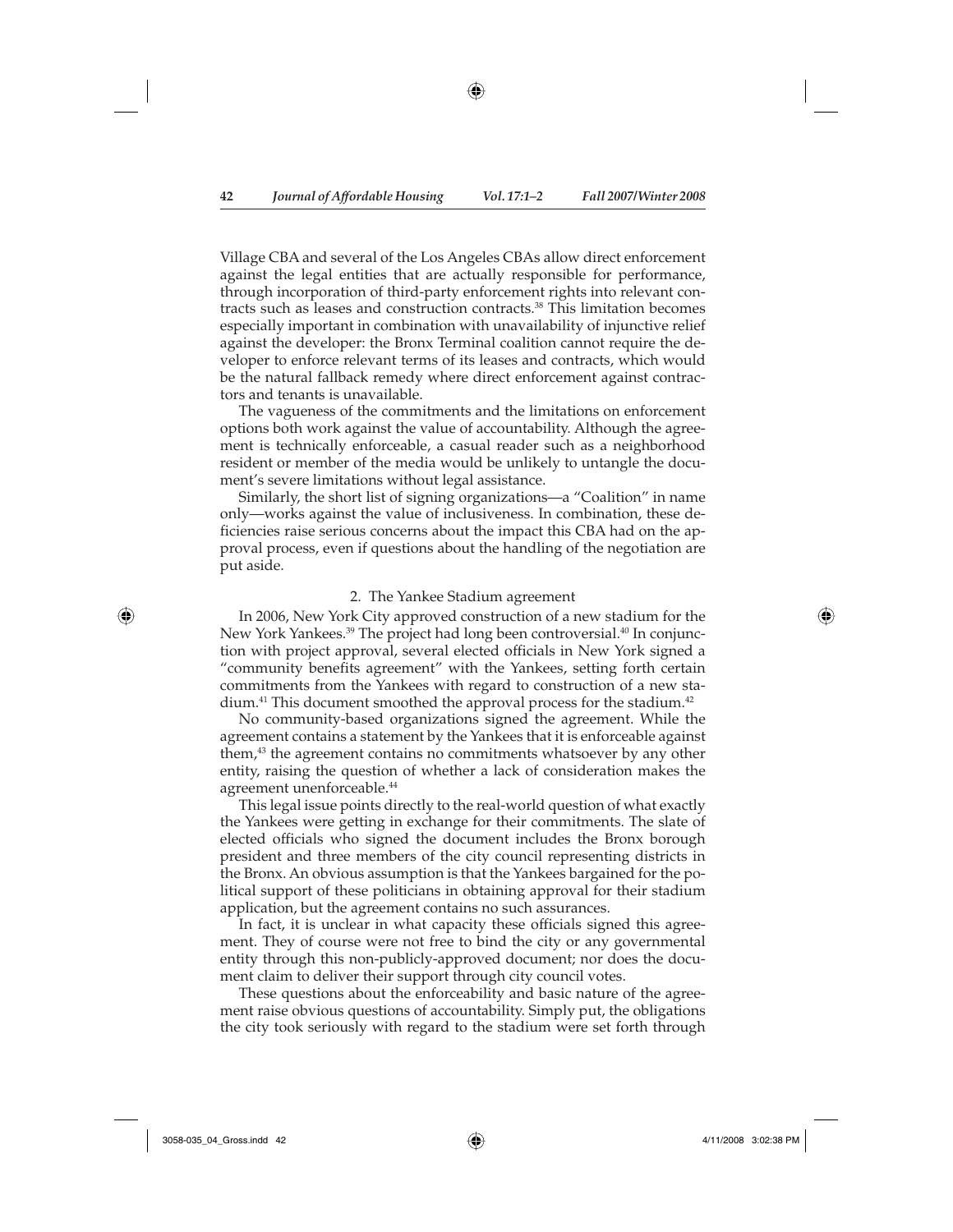Village CBA and several of the Los Angeles CBAs allow direct enforcement against the legal entities that are actually responsible for performance, through incorporation of third-party enforcement rights into relevant contracts such as leases and construction contracts.[38] This limitation becomes especially important in combination with unavailability of injunctive relief against the developer: the Bronx Terminal coalition cannot require the developer to enforce relevant terms of its leases and contracts, which would be the natural fallback remedy where direct enforcement against contractors and tenants is unavailable.

The vagueness of the commitments and the limitations on enforcement options both work against the value of accountability. Although the agreement is technically enforceable, a casual reader such as a neighborhood resident or member of the media would be unlikely to untangle the document's severe limitations without legal assistance.

Similarly, the short list of signing organizations—a "Coalition" in name only—works against the value of inclusiveness. In combination, these deficiencies raise serious concerns about the impact this CBA had on the approval process, even if questions about the handling of the negotiation are put aside.

### 2. The Yankee Stadium agreement

In 2006, New York City approved construction of a new stadium for the New York Yankees.[39] The project had long been controversial.[40] In conjunction with project approval, several elected officials in New York signed a "community benefits agreement" with the Yankees, setting forth certain commitments from the Yankees with regard to construction of a new stadium.[41] This document smoothed the approval process for the stadium.[42]

No community-based organizations signed the agreement. While the agreement contains a statement by the Yankees that it is enforceable against them,[43] the agreement contains no commitments whatsoever by any other entity, raising the question of whether a lack of consideration makes the agreement unenforceable.[44]

This legal issue points directly to the real-world question of what exactly the Yankees were getting in exchange for their commitments. The slate of elected officials who signed the document includes the Bronx borough president and three members of the city council representing districts in the Bronx. An obvious assumption is that the Yankees bargained for the political support of these politicians in obtaining approval for their stadium application, but the agreement contains no such assurances.

In fact, it is unclear in what capacity these officials signed this agreement. They of course were not free to bind the city or any governmental entity through this non-publicly-approved document; nor does the document claim to deliver their support through city council votes.

These questions about the enforceability and basic nature of the agreement raise obvious questions of accountability. Simply put, the obligations the city took seriously with regard to the stadium were set forth through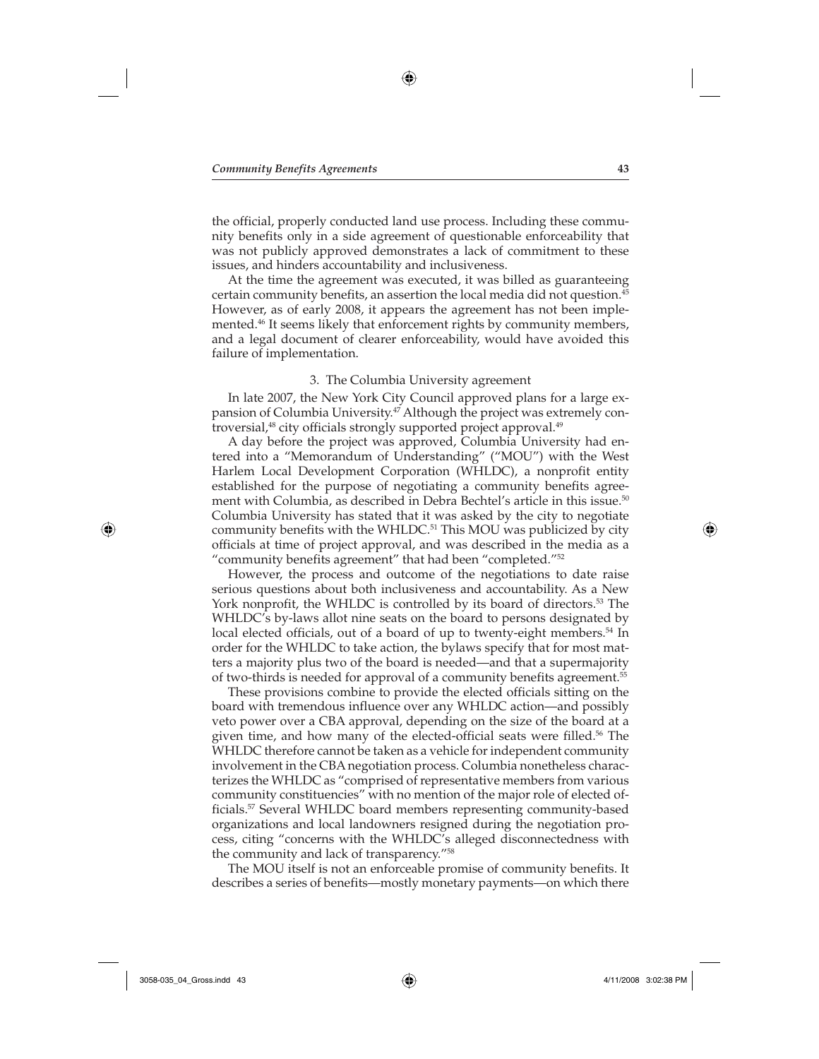the official, properly conducted land use process. Including these community benefits only in a side agreement of questionable enforceability that was not publicly approved demonstrates a lack of commitment to these issues, and hinders accountability and inclusiveness.

At the time the agreement was executed, it was billed as guaranteeing certain community benefits, an assertion the local media did not question.[45] However, as of early 2008, it appears the agreement has not been implemented.[46] It seems likely that enforcement rights by community members, and a legal document of clearer enforceability, would have avoided this failure of implementation.

### 3. The Columbia University agreement

In late 2007, the New York City Council approved plans for a large expansion of Columbia University.[47] Although the project was extremely controversial,[48] city officials strongly supported project approval.[49]

A day before the project was approved, Columbia University had entered into a "Memorandum of Understanding" ("MOU") with the West Harlem Local Development Corporation (WHLDC), a nonprofit entity established for the purpose of negotiating a community benefits agreement with Columbia, as described in Debra Bechtel's article in this issue.[50] Columbia University has stated that it was asked by the city to negotiate community benefits with the WHLDC.[51] This MOU was publicized by city officials at time of project approval, and was described in the media as a "community benefits agreement" that had been "completed."[52]

However, the process and outcome of the negotiations to date raise serious questions about both inclusiveness and accountability. As a New York nonprofit, the WHLDC is controlled by its board of directors.[53] The WHLDC's by-laws allot nine seats on the board to persons designated by local elected officials, out of a board of up to twenty-eight members.[54] In order for the WHLDC to take action, the bylaws specify that for most matters a majority plus two of the board is needed—and that a supermajority of two-thirds is needed for approval of a community benefits agreement.[55]

These provisions combine to provide the elected officials sitting on the board with tremendous influence over any WHLDC action—and possibly veto power over a CBA approval, depending on the size of the board at a given time, and how many of the elected-official seats were filled.[56] The WHLDC therefore cannot be taken as a vehicle for independent community involvement in the CBA negotiation process. Columbia nonetheless characterizes the WHLDC as "comprised of representative members from various community constituencies" with no mention of the major role of elected officials.[57] Several WHLDC board members representing community-based organizations and local landowners resigned during the negotiation process, citing "concerns with the WHLDC's alleged disconnectedness with the community and lack of transparency."[58]

The MOU itself is not an enforceable promise of community benefits. It describes a series of benefits—mostly monetary payments—on which there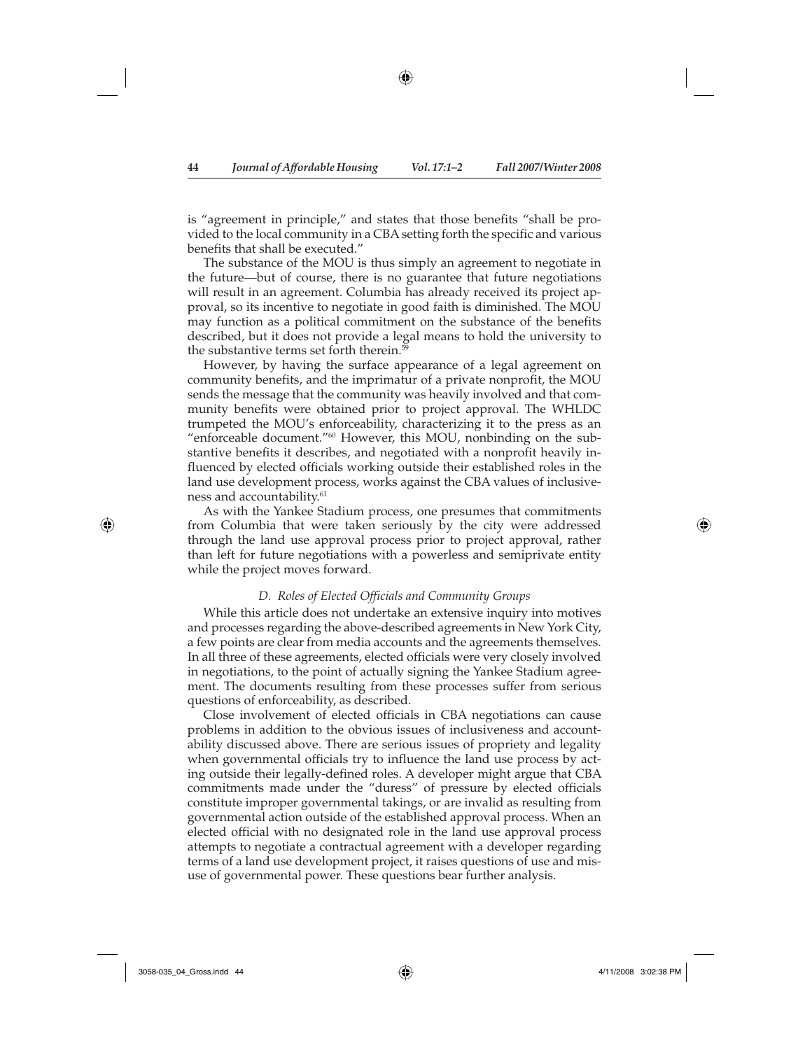is "agreement in principle," and states that those benefits "shall be provided to the local community in a CBA setting forth the specific and various benefits that shall be executed."

The substance of the MOU is thus simply an agreement to negotiate in the future—but of course, there is no guarantee that future negotiations will result in an agreement. Columbia has already received its project approval, so its incentive to negotiate in good faith is diminished. The MOU may function as a political commitment on the substance of the benefits described, but it does not provide a legal means to hold the university to the substantive terms set forth therein.[59]

However, by having the surface appearance of a legal agreement on community benefits, and the imprimatur of a private nonprofit, the MOU sends the message that the community was heavily involved and that community benefits were obtained prior to project approval. The WHLDC trumpeted the MOU's enforceability, characterizing it to the press as an "enforceable document."[60] However, this MOU, nonbinding on the substantive benefits it describes, and negotiated with a nonprofit heavily influenced by elected officials working outside their established roles in the land use development process, works against the CBA values of inclusiveness and accountability.[61]

As with the Yankee Stadium process, one presumes that commitments from Columbia that were taken seriously by the city were addressed through the land use approval process prior to project approval, rather than left for future negotiations with a powerless and semiprivate entity while the project moves forward.

### *D. Roles of Elected Officials and Community Groups*

While this article does not undertake an extensive inquiry into motives and processes regarding the above-described agreements in New York City, a few points are clear from media accounts and the agreements themselves. In all three of these agreements, elected officials were very closely involved in negotiations, to the point of actually signing the Yankee Stadium agreement. The documents resulting from these processes suffer from serious questions of enforceability, as described.

Close involvement of elected officials in CBA negotiations can cause problems in addition to the obvious issues of inclusiveness and accountability discussed above. There are serious issues of propriety and legality when governmental officials try to influence the land use process by acting outside their legally-defined roles. A developer might argue that CBA commitments made under the "duress" of pressure by elected officials constitute improper governmental takings, or are invalid as resulting from governmental action outside of the established approval process. When an elected official with no designated role in the land use approval process attempts to negotiate a contractual agreement with a developer regarding terms of a land use development project, it raises questions of use and misuse of governmental power. These questions bear further analysis.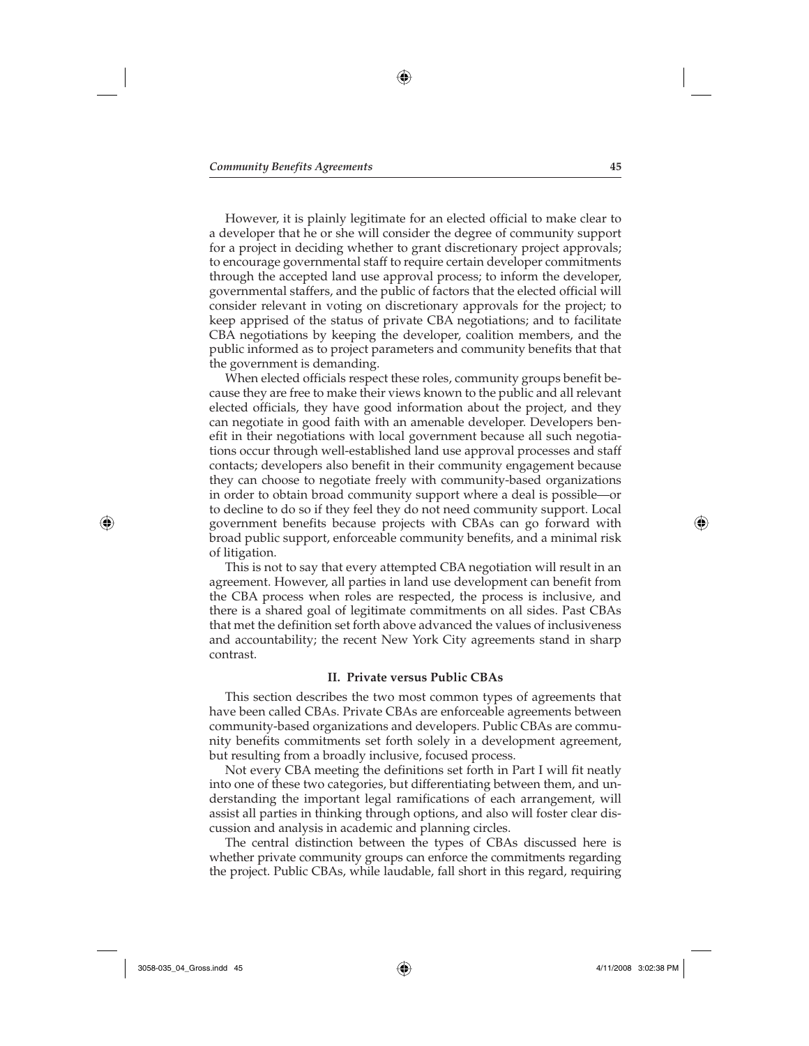However, it is plainly legitimate for an elected official to make clear to a developer that he or she will consider the degree of community support for a project in deciding whether to grant discretionary project approvals; to encourage governmental staff to require certain developer commitments through the accepted land use approval process; to inform the developer, governmental staffers, and the public of factors that the elected official will consider relevant in voting on discretionary approvals for the project; to keep apprised of the status of private CBA negotiations; and to facilitate CBA negotiations by keeping the developer, coalition members, and the public informed as to project parameters and community benefits that that the government is demanding.

When elected officials respect these roles, community groups benefit because they are free to make their views known to the public and all relevant elected officials, they have good information about the project, and they can negotiate in good faith with an amenable developer. Developers benefit in their negotiations with local government because all such negotiations occur through well-established land use approval processes and staff contacts; developers also benefit in their community engagement because they can choose to negotiate freely with community-based organizations in order to obtain broad community support where a deal is possible—or to decline to do so if they feel they do not need community support. Local government benefits because projects with CBAs can go forward with broad public support, enforceable community benefits, and a minimal risk of litigation.

This is not to say that every attempted CBA negotiation will result in an agreement. However, all parties in land use development can benefit from the CBA process when roles are respected, the process is inclusive, and there is a shared goal of legitimate commitments on all sides. Past CBAs that met the definition set forth above advanced the values of inclusiveness and accountability; the recent New York City agreements stand in sharp contrast.

## II. Private versus Public CBAs

This section describes the two most common types of agreements that have been called CBAs. Private CBAs are enforceable agreements between community-based organizations and developers. Public CBAs are community benefits commitments set forth solely in a development agreement, but resulting from a broadly inclusive, focused process.

Not every CBA meeting the definitions set forth in Part I will fit neatly into one of these two categories, but differentiating between them, and understanding the important legal ramifications of each arrangement, will assist all parties in thinking through options, and also will foster clear discussion and analysis in academic and planning circles.

The central distinction between the types of CBAs discussed here is whether private community groups can enforce the commitments regarding the project. Public CBAs, while laudable, fall short in this regard, requiring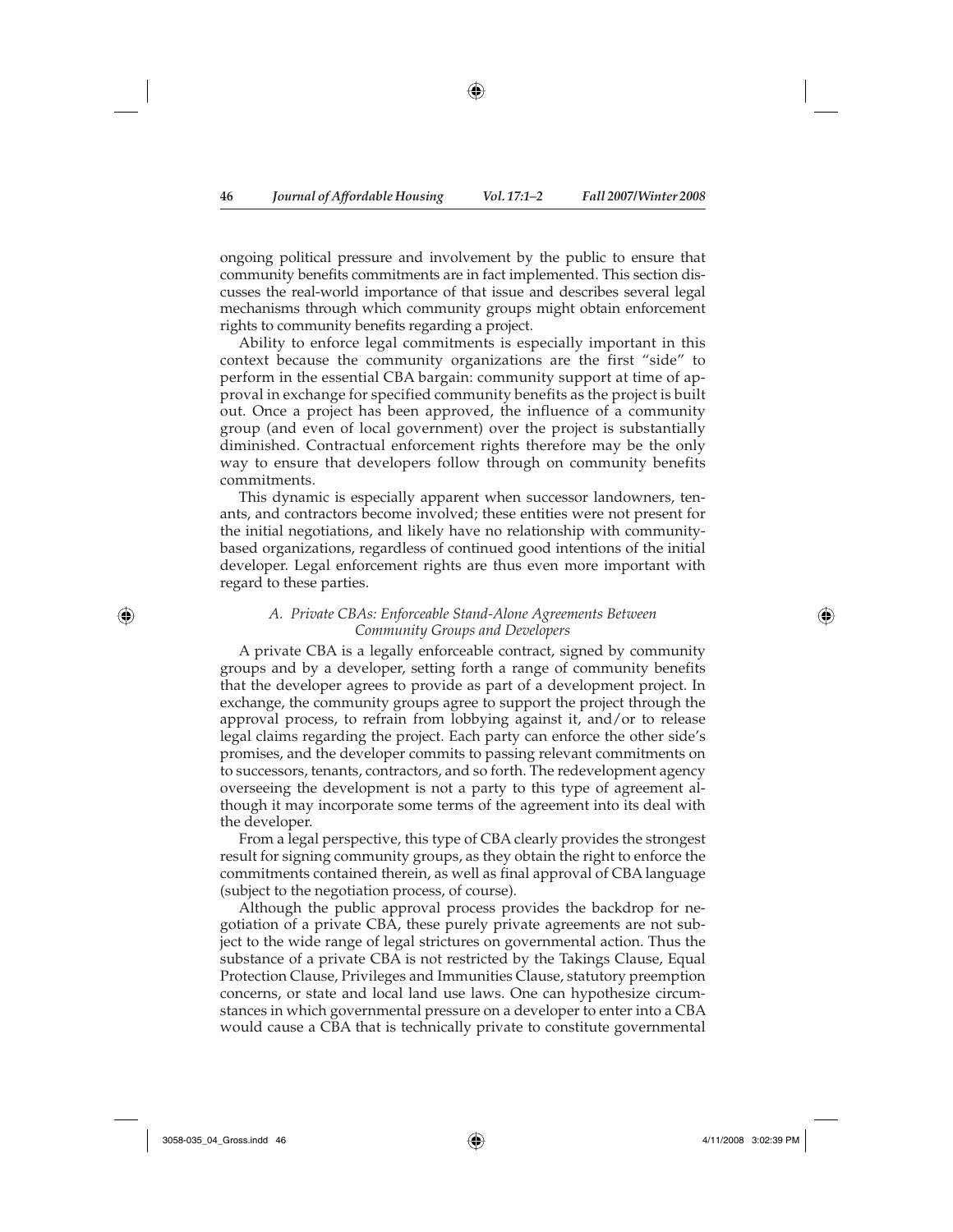ongoing political pressure and involvement by the public to ensure that community benefits commitments are in fact implemented. This section discusses the real-world importance of that issue and describes several legal mechanisms through which community groups might obtain enforcement rights to community benefits regarding a project.

Ability to enforce legal commitments is especially important in this context because the community organizations are the first "side" to perform in the essential CBA bargain: community support at time of approval in exchange for specified community benefits as the project is built out. Once a project has been approved, the influence of a community group (and even of local government) over the project is substantially diminished. Contractual enforcement rights therefore may be the only way to ensure that developers follow through on community benefits commitments.

This dynamic is especially apparent when successor landowners, tenants, and contractors become involved; these entities were not present for the initial negotiations, and likely have no relationship with community-based organizations, regardless of continued good intentions of the initial developer. Legal enforcement rights are thus even more important with regard to these parties.

### *A. Private CBAs: Enforceable Stand-Alone Agreements Between Community Groups and Developers*

A private CBA is a legally enforceable contract, signed by community groups and by a developer, setting forth a range of community benefits that the developer agrees to provide as part of a development project. In exchange, the community groups agree to support the project through the approval process, to refrain from lobbying against it, and/or to release legal claims regarding the project. Each party can enforce the other side's promises, and the developer commits to passing relevant commitments on to successors, tenants, contractors, and so forth. The redevelopment agency overseeing the development is not a party to this type of agreement although it may incorporate some terms of the agreement into its deal with the developer.

From a legal perspective, this type of CBA clearly provides the strongest result for signing community groups, as they obtain the right to enforce the commitments contained therein, as well as final approval of CBA language (subject to the negotiation process, of course).

Although the public approval process provides the backdrop for negotiation of a private CBA, these purely private agreements are not subject to the wide range of legal strictures on governmental action. Thus the substance of a private CBA is not restricted by the Takings Clause, Equal Protection Clause, Privileges and Immunities Clause, statutory preemption concerns, or state and local land use laws. One can hypothesize circumstances in which governmental pressure on a developer to enter into a CBA would cause a CBA that is technically private to constitute governmental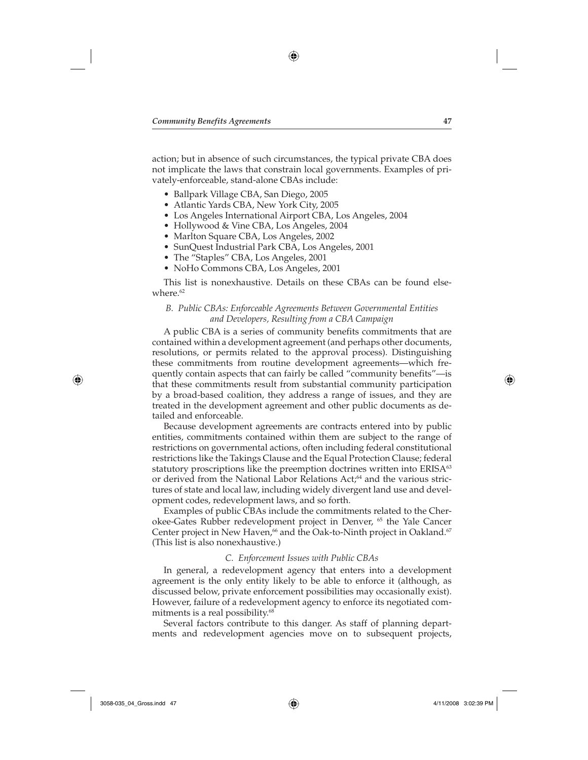action; but in absence of such circumstances, the typical private CBA does not implicate the laws that constrain local governments. Examples of privately-enforceable, stand-alone CBAs include:

- Ballpark Village CBA, San Diego, 2005
- Atlantic Yards CBA, New York City, 2005
- Los Angeles International Airport CBA, Los Angeles, 2004
- Hollywood & Vine CBA, Los Angeles, 2004
- Marlton Square CBA, Los Angeles, 2002
- SunQuest Industrial Park CBA, Los Angeles, 2001
- The "Staples" CBA, Los Angeles, 2001
- NoHo Commons CBA, Los Angeles, 2001

This list is nonexhaustive. Details on these CBAs can be found elsewhere.[62]

### *B. Public CBAs: Enforceable Agreements Between Governmental Entities and Developers, Resulting from a CBA Campaign*

A public CBA is a series of community benefits commitments that are contained within a development agreement (and perhaps other documents, resolutions, or permits related to the approval process). Distinguishing these commitments from routine development agreements—which frequently contain aspects that can fairly be called "community benefits"—is that these commitments result from substantial community participation by a broad-based coalition, they address a range of issues, and they are treated in the development agreement and other public documents as detailed and enforceable.

Because development agreements are contracts entered into by public entities, commitments contained within them are subject to the range of restrictions on governmental actions, often including federal constitutional restrictions like the Takings Clause and the Equal Protection Clause; federal statutory proscriptions like the preemption doctrines written into ERISA[63] or derived from the National Labor Relations Act;[64] and the various strictures of state and local law, including widely divergent land use and development codes, redevelopment laws, and so forth.

Examples of public CBAs include the commitments related to the Cherokee-Gates Rubber redevelopment project in Denver, [65] the Yale Cancer Center project in New Haven,[66] and the Oak-to-Ninth project in Oakland.[67] (This list is also nonexhaustive.)

### *C. Enforcement Issues with Public CBAs*

In general, a redevelopment agency that enters into a development agreement is the only entity likely to be able to enforce it (although, as discussed below, private enforcement possibilities may occasionally exist). However, failure of a redevelopment agency to enforce its negotiated commitments is a real possibility.[68]

Several factors contribute to this danger. As staff of planning departments and redevelopment agencies move on to subsequent projects,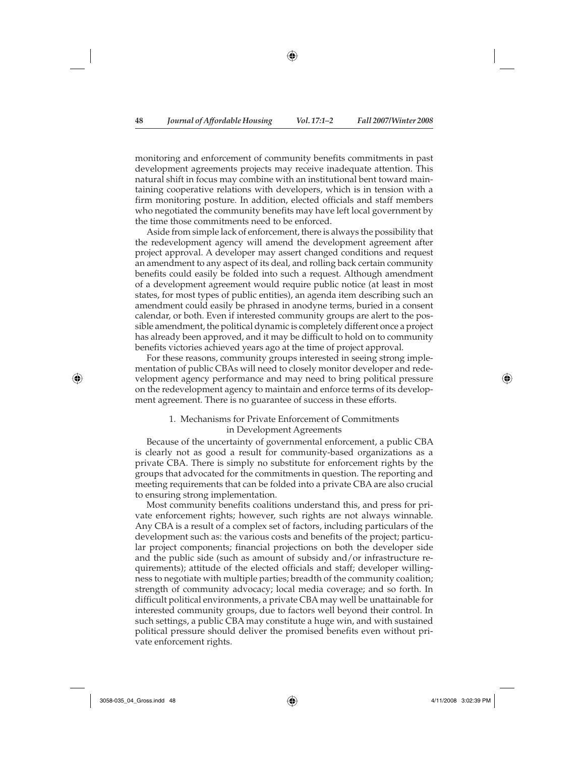monitoring and enforcement of community benefits commitments in past development agreements projects may receive inadequate attention. This natural shift in focus may combine with an institutional bent toward maintaining cooperative relations with developers, which is in tension with a firm monitoring posture. In addition, elected officials and staff members who negotiated the community benefits may have left local government by the time those commitments need to be enforced.

Aside from simple lack of enforcement, there is always the possibility that the redevelopment agency will amend the development agreement after project approval. A developer may assert changed conditions and request an amendment to any aspect of its deal, and rolling back certain community benefits could easily be folded into such a request. Although amendment of a development agreement would require public notice (at least in most states, for most types of public entities), an agenda item describing such an amendment could easily be phrased in anodyne terms, buried in a consent calendar, or both. Even if interested community groups are alert to the possible amendment, the political dynamic is completely different once a project has already been approved, and it may be difficult to hold on to community benefits victories achieved years ago at the time of project approval.

For these reasons, community groups interested in seeing strong implementation of public CBAs will need to closely monitor developer and redevelopment agency performance and may need to bring political pressure on the redevelopment agency to maintain and enforce terms of its development agreement. There is no guarantee of success in these efforts.

### 1. Mechanisms for Private Enforcement of Commitments in Development Agreements

Because of the uncertainty of governmental enforcement, a public CBA is clearly not as good a result for community-based organizations as a private CBA. There is simply no substitute for enforcement rights by the groups that advocated for the commitments in question. The reporting and meeting requirements that can be folded into a private CBA are also crucial to ensuring strong implementation.

Most community benefits coalitions understand this, and press for private enforcement rights; however, such rights are not always winnable. Any CBA is a result of a complex set of factors, including particulars of the development such as: the various costs and benefits of the project; particular project components; financial projections on both the developer side and the public side (such as amount of subsidy and/or infrastructure requirements); attitude of the elected officials and staff; developer willingness to negotiate with multiple parties; breadth of the community coalition; strength of community advocacy; local media coverage; and so forth. In difficult political environments, a private CBA may well be unattainable for interested community groups, due to factors well beyond their control. In such settings, a public CBA may constitute a huge win, and with sustained political pressure should deliver the promised benefits even without private enforcement rights.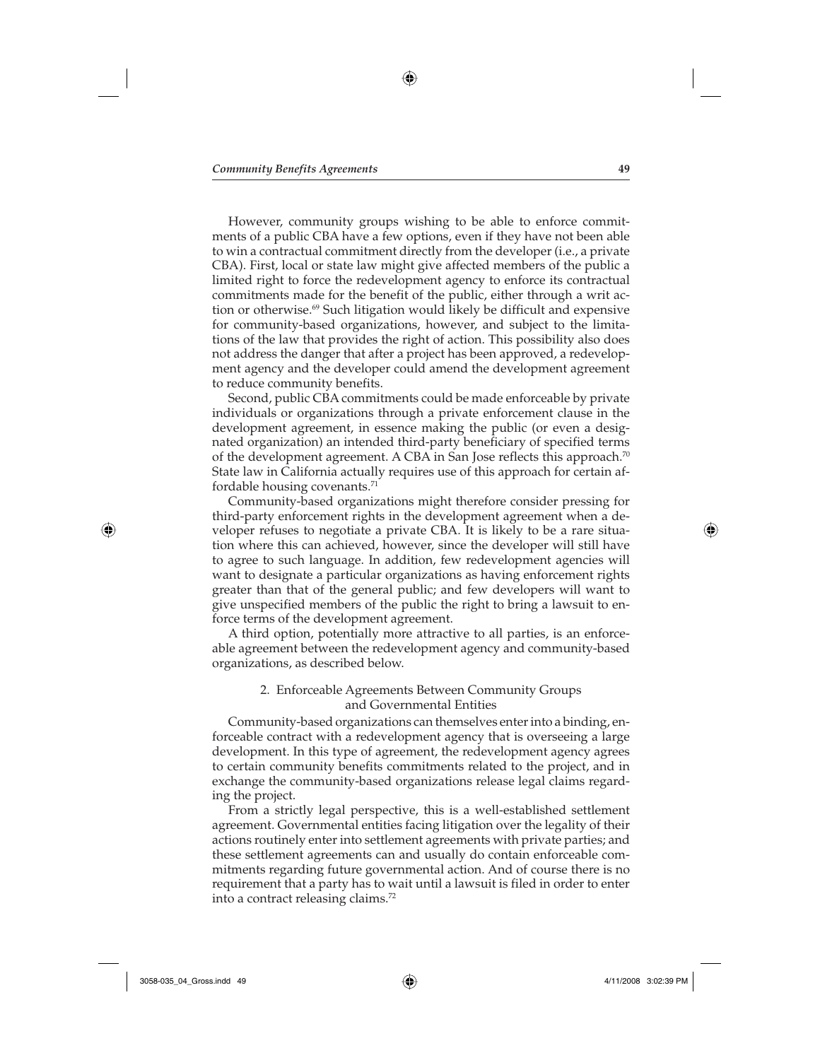However, community groups wishing to be able to enforce commitments of a public CBA have a few options, even if they have not been able to win a contractual commitment directly from the developer (i.e., a private CBA). First, local or state law might give affected members of the public a limited right to force the redevelopment agency to enforce its contractual commitments made for the benefit of the public, either through a writ action or otherwise.[69] Such litigation would likely be difficult and expensive for community-based organizations, however, and subject to the limitations of the law that provides the right of action. This possibility also does not address the danger that after a project has been approved, a redevelopment agency and the developer could amend the development agreement to reduce community benefits.

Second, public CBA commitments could be made enforceable by private individuals or organizations through a private enforcement clause in the development agreement, in essence making the public (or even a designated organization) an intended third-party beneficiary of specified terms of the development agreement. A CBA in San Jose reflects this approach.[70] State law in California actually requires use of this approach for certain affordable housing covenants.[71]

Community-based organizations might therefore consider pressing for third-party enforcement rights in the development agreement when a developer refuses to negotiate a private CBA. It is likely to be a rare situation where this can achieved, however, since the developer will still have to agree to such language. In addition, few redevelopment agencies will want to designate a particular organizations as having enforcement rights greater than that of the general public; and few developers will want to give unspecified members of the public the right to bring a lawsuit to enforce terms of the development agreement.

A third option, potentially more attractive to all parties, is an enforceable agreement between the redevelopment agency and community-based organizations, as described below.

### 2. Enforceable Agreements Between Community Groups and Governmental Entities

Community-based organizations can themselves enter into a binding, enforceable contract with a redevelopment agency that is overseeing a large development. In this type of agreement, the redevelopment agency agrees to certain community benefits commitments related to the project, and in exchange the community-based organizations release legal claims regarding the project.

From a strictly legal perspective, this is a well-established settlement agreement. Governmental entities facing litigation over the legality of their actions routinely enter into settlement agreements with private parties; and these settlement agreements can and usually do contain enforceable commitments regarding future governmental action. And of course there is no requirement that a party has to wait until a lawsuit is filed in order to enter into a contract releasing claims.[72]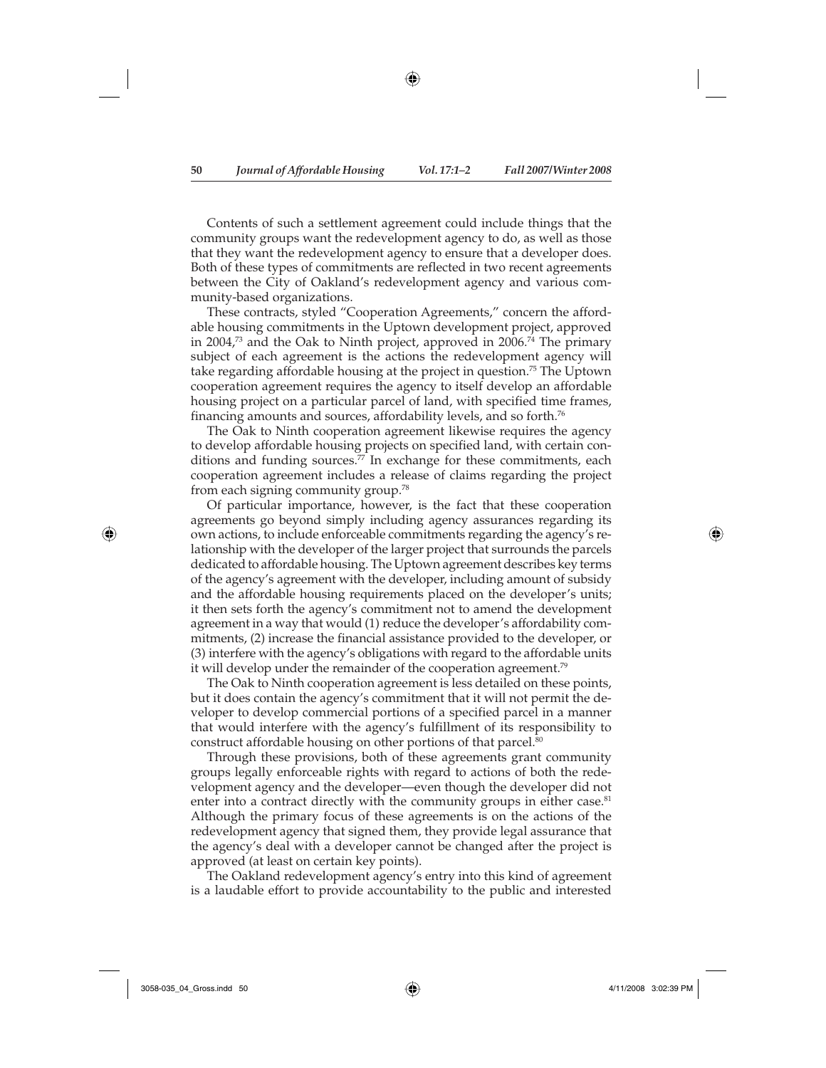Contents of such a settlement agreement could include things that the community groups want the redevelopment agency to do, as well as those that they want the redevelopment agency to ensure that a developer does. Both of these types of commitments are reflected in two recent agreements between the City of Oakland's redevelopment agency and various community-based organizations.

These contracts, styled "Cooperation Agreements," concern the affordable housing commitments in the Uptown development project, approved in 2004,[73] and the Oak to Ninth project, approved in 2006.[74] The primary subject of each agreement is the actions the redevelopment agency will take regarding affordable housing at the project in question.[75] The Uptown cooperation agreement requires the agency to itself develop an affordable housing project on a particular parcel of land, with specified time frames, financing amounts and sources, affordability levels, and so forth.[76]

The Oak to Ninth cooperation agreement likewise requires the agency to develop affordable housing projects on specified land, with certain conditions and funding sources.[77] In exchange for these commitments, each cooperation agreement includes a release of claims regarding the project from each signing community group.[78]

Of particular importance, however, is the fact that these cooperation agreements go beyond simply including agency assurances regarding its own actions, to include enforceable commitments regarding the agency's relationship with the developer of the larger project that surrounds the parcels dedicated to affordable housing. The Uptown agreement describes key terms of the agency's agreement with the developer, including amount of subsidy and the affordable housing requirements placed on the developer's units; it then sets forth the agency's commitment not to amend the development agreement in a way that would (1) reduce the developer's affordability commitments, (2) increase the financial assistance provided to the developer, or (3) interfere with the agency's obligations with regard to the affordable units it will develop under the remainder of the cooperation agreement.[79]

The Oak to Ninth cooperation agreement is less detailed on these points, but it does contain the agency's commitment that it will not permit the developer to develop commercial portions of a specified parcel in a manner that would interfere with the agency's fulfillment of its responsibility to construct affordable housing on other portions of that parcel.[80]

Through these provisions, both of these agreements grant community groups legally enforceable rights with regard to actions of both the redevelopment agency and the developer—even though the developer did not enter into a contract directly with the community groups in either case.[81] Although the primary focus of these agreements is on the actions of the redevelopment agency that signed them, they provide legal assurance that the agency's deal with a developer cannot be changed after the project is approved (at least on certain key points).

The Oakland redevelopment agency's entry into this kind of agreement is a laudable effort to provide accountability to the public and interested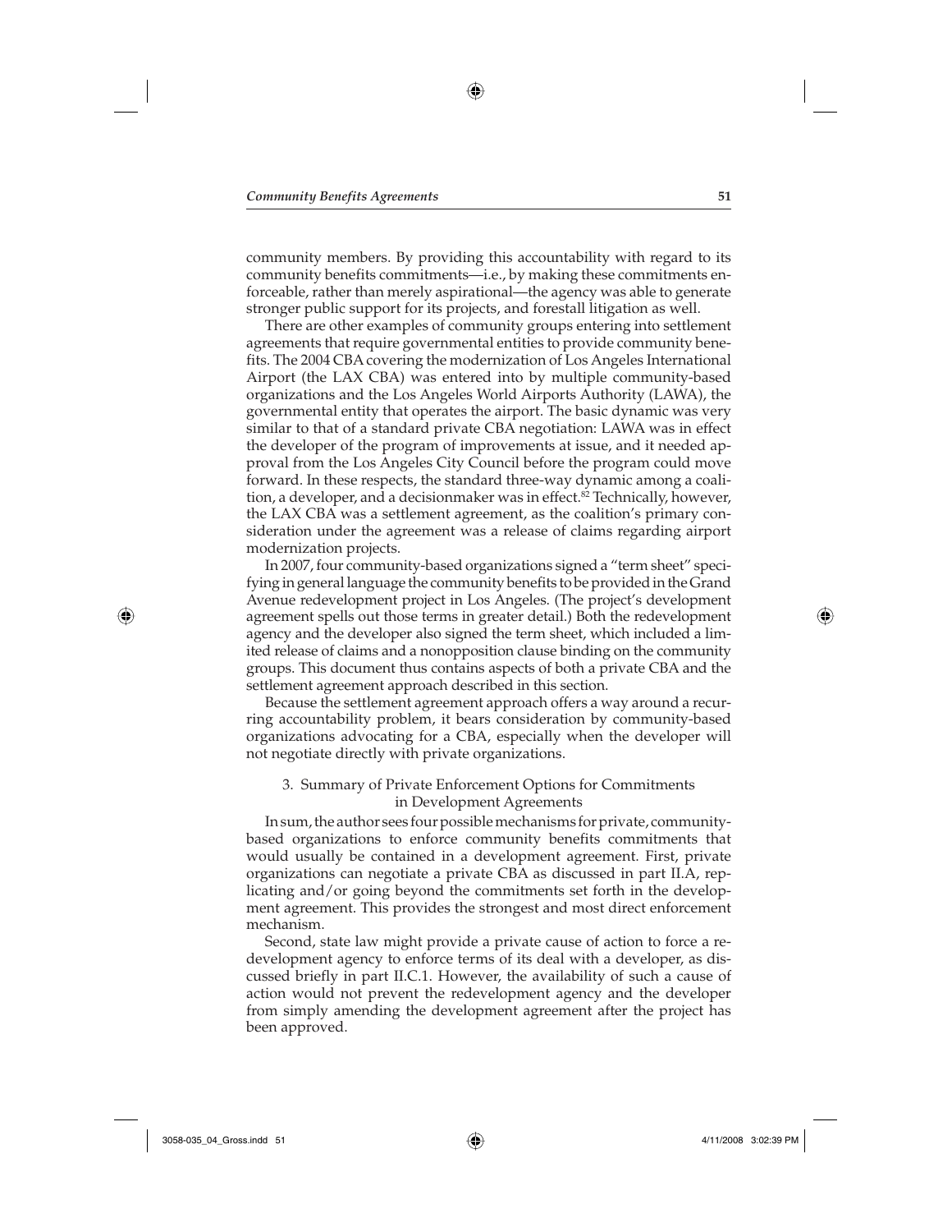community members. By providing this accountability with regard to its community benefits commitments—i.e., by making these commitments enforceable, rather than merely aspirational—the agency was able to generate stronger public support for its projects, and forestall litigation as well.

There are other examples of community groups entering into settlement agreements that require governmental entities to provide community benefits. The 2004 CBA covering the modernization of Los Angeles International Airport (the LAX CBA) was entered into by multiple community-based organizations and the Los Angeles World Airports Authority (LAWA), the governmental entity that operates the airport. The basic dynamic was very similar to that of a standard private CBA negotiation: LAWA was in effect the developer of the program of improvements at issue, and it needed approval from the Los Angeles City Council before the program could move forward. In these respects, the standard three-way dynamic among a coalition, a developer, and a decisionmaker was in effect.[82] Technically, however, the LAX CBA was a settlement agreement, as the coalition's primary consideration under the agreement was a release of claims regarding airport modernization projects.

In 2007, four community-based organizations signed a "term sheet" specifying in general language the community benefits to be provided in the Grand Avenue redevelopment project in Los Angeles. (The project's development agreement spells out those terms in greater detail.) Both the redevelopment agency and the developer also signed the term sheet, which included a limited release of claims and a nonopposition clause binding on the community groups. This document thus contains aspects of both a private CBA and the settlement agreement approach described in this section.

Because the settlement agreement approach offers a way around a recurring accountability problem, it bears consideration by community-based organizations advocating for a CBA, especially when the developer will not negotiate directly with private organizations.

### 3. Summary of Private Enforcement Options for Commitments in Development Agreements

In sum, the author sees four possible mechanisms for private, community-based organizations to enforce community benefits commitments that would usually be contained in a development agreement. First, private organizations can negotiate a private CBA as discussed in part II.A, replicating and/or going beyond the commitments set forth in the development agreement. This provides the strongest and most direct enforcement mechanism.

Second, state law might provide a private cause of action to force a redevelopment agency to enforce terms of its deal with a developer, as discussed briefly in part II.C.1. However, the availability of such a cause of action would not prevent the redevelopment agency and the developer from simply amending the development agreement after the project has been approved.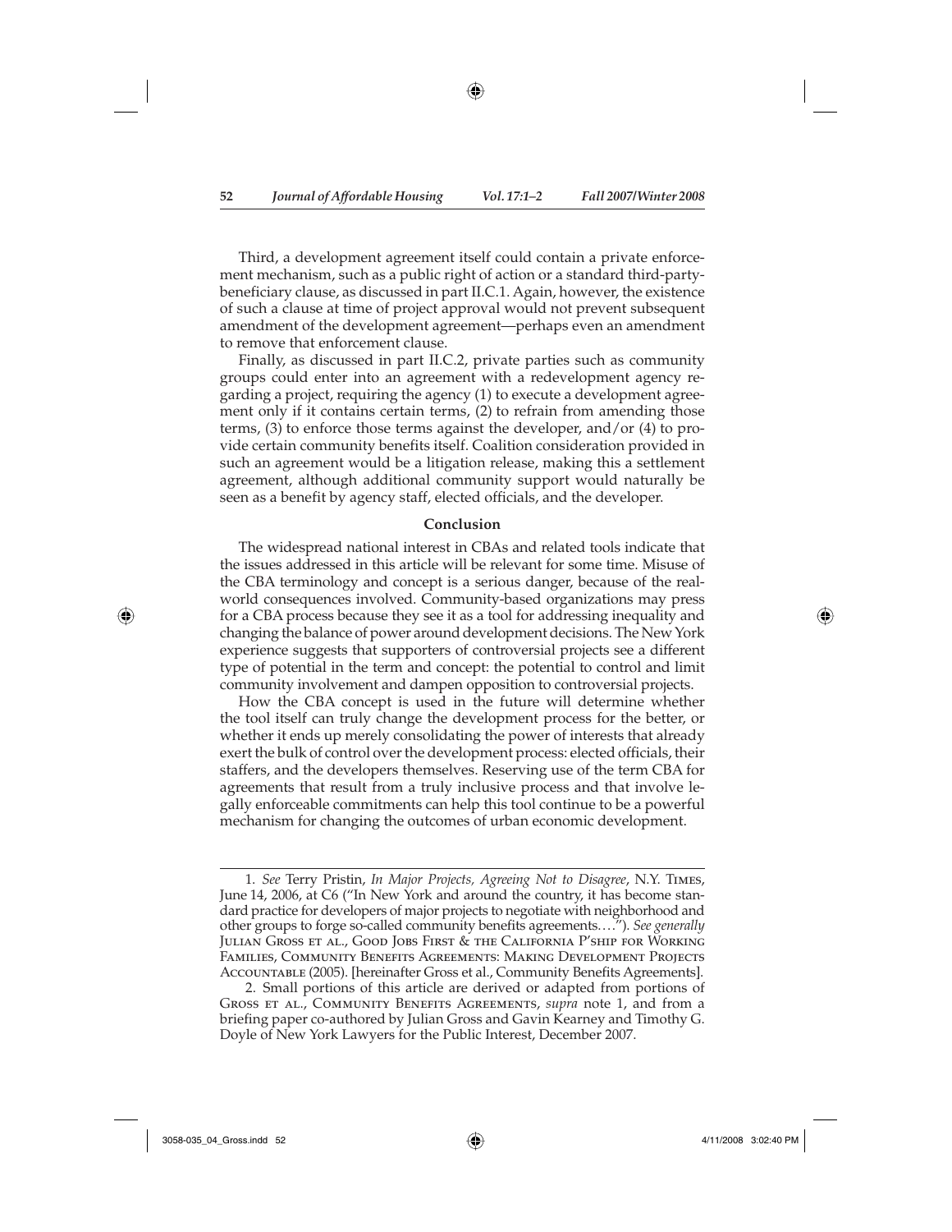Third, a development agreement itself could contain a private enforcement mechanism, such as a public right of action or a standard third-party-beneficiary clause, as discussed in part II.C.1. Again, however, the existence of such a clause at time of project approval would not prevent subsequent amendment of the development agreement—perhaps even an amendment to remove that enforcement clause.

Finally, as discussed in part II.C.2, private parties such as community groups could enter into an agreement with a redevelopment agency regarding a project, requiring the agency (1) to execute a development agreement only if it contains certain terms, (2) to refrain from amending those terms, (3) to enforce those terms against the developer, and/or (4) to provide certain community benefits itself. Coalition consideration provided in such an agreement would be a litigation release, making this a settlement agreement, although additional community support would naturally be seen as a benefit by agency staff, elected officials, and the developer.

## Conclusion

The widespread national interest in CBAs and related tools indicate that the issues addressed in this article will be relevant for some time. Misuse of the CBA terminology and concept is a serious danger, because of the real-world consequences involved. Community-based organizations may press for a CBA process because they see it as a tool for addressing inequality and changing the balance of power around development decisions. The New York experience suggests that supporters of controversial projects see a different type of potential in the term and concept: the potential to control and limit community involvement and dampen opposition to controversial projects.

How the CBA concept is used in the future will determine whether the tool itself can truly change the development process for the better, or whether it ends up merely consolidating the power of interests that already exert the bulk of control over the development process: elected officials, their staffers, and the developers themselves. Reserving use of the term CBA for agreements that result from a truly inclusive process and that involve legally enforceable commitments can help this tool continue to be a powerful mechanism for changing the outcomes of urban economic development.

---

1. *See* Terry Pristin, *In Major Projects, Agreeing Not to Disagree*, N.Y. Times, June 14, 2006, at C6 ("In New York and around the country, it has become standard practice for developers of major projects to negotiate with neighborhood and other groups to forge so-called community benefits agreements. . . ."). *See generally* Julian Gross et al., Good Jobs First & the California P'ship for Working Families, Community Benefits Agreements: Making Development Projects Accountable (2005). [hereinafter Gross et al., Community Benefits Agreements].

2. Small portions of this article are derived or adapted from portions of Gross et al., Community Benefits Agreements, *supra* note 1, and from a briefing paper co-authored by Julian Gross and Gavin Kearney and Timothy G. Doyle of New York Lawyers for the Public Interest, December 2007.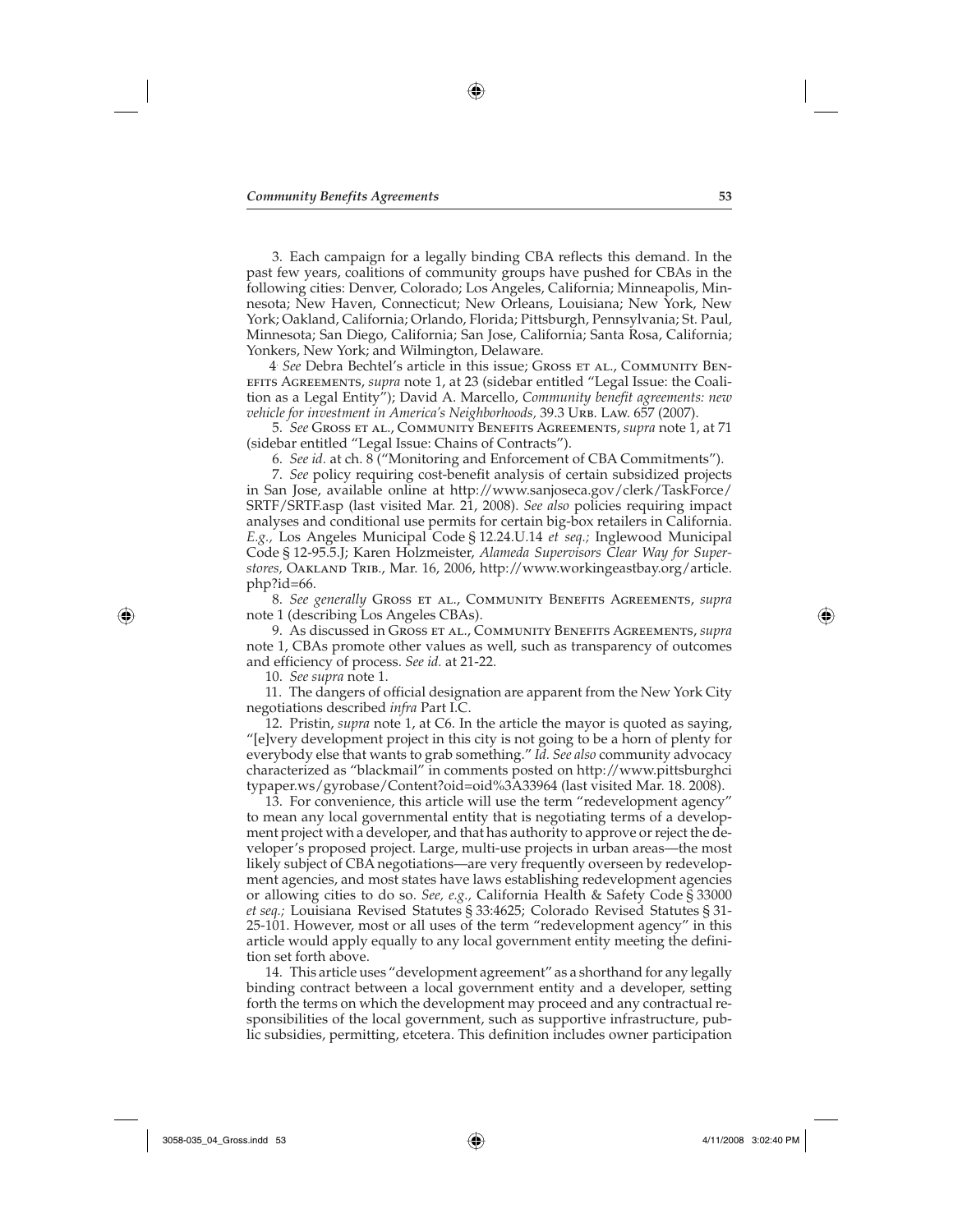3. Each campaign for a legally binding CBA reflects this demand. In the past few years, coalitions of community groups have pushed for CBAs in the following cities: Denver, Colorado; Los Angeles, California; Minneapolis, Minnesota; New Haven, Connecticut; New Orleans, Louisiana; New York, New York; Oakland, California; Orlando, Florida; Pittsburgh, Pennsylvania; St. Paul, Minnesota; San Diego, California; San Jose, California; Santa Rosa, California; Yonkers, New York; and Wilmington, Delaware.

4. *See* Debra Bechtel's article in this issue; Gross et al., Community Benefits Agreements, *supra* note 1, at 23 (sidebar entitled "Legal Issue: the Coalition as a Legal Entity"); David A. Marcello, *Community benefit agreements: new vehicle for investment in America's Neighborhoods,* 39.3 Urb. Law. 657 (2007).

5. *See* Gross et al., Community Benefits Agreements, *supra* note 1, at 71 (sidebar entitled "Legal Issue: Chains of Contracts").

6. *See id.* at ch. 8 ("Monitoring and Enforcement of CBA Commitments").

7. *See* policy requiring cost-benefit analysis of certain subsidized projects in San Jose, available online at http://www.sanjoseca.gov/clerk/TaskForce/SRTF/SRTF.asp (last visited Mar. 21, 2008). *See also* policies requiring impact analyses and conditional use permits for certain big-box retailers in California. *E.g.,* Los Angeles Municipal Code § 12.24.U.14 *et seq.;* Inglewood Municipal Code § 12-95.5.J; Karen Holzmeister, *Alameda Supervisors Clear Way for Superstores,* Oakland Trib., Mar. 16, 2006, http://www.workingeastbay.org/article.php?id=66.

8. *See generally* Gross et al., Community Benefits Agreements, *supra* note 1 (describing Los Angeles CBAs).

9. As discussed in Gross et al., Community Benefits Agreements, *supra* note 1, CBAs promote other values as well, such as transparency of outcomes and efficiency of process. *See id.* at 21-22.

10. *See supra* note 1.

11. The dangers of official designation are apparent from the New York City negotiations described *infra* Part I.C.

12. Pristin, *supra* note 1, at C6. In the article the mayor is quoted as saying, "[e]very development project in this city is not going to be a horn of plenty for everybody else that wants to grab something." *Id. See also* community advocacy characterized as "blackmail" in comments posted on http://www.pittsburghcitypaper.ws/gyrobase/Content?oid=oid%3A33964 (last visited Mar. 18. 2008).

13. For convenience, this article will use the term "redevelopment agency" to mean any local governmental entity that is negotiating terms of a development project with a developer, and that has authority to approve or reject the developer's proposed project. Large, multi-use projects in urban areas—the most likely subject of CBA negotiations—are very frequently overseen by redevelopment agencies, and most states have laws establishing redevelopment agencies or allowing cities to do so. *See, e.g.,* California Health & Safety Code § 33000 *et seq.;* Louisiana Revised Statutes § 33:4625; Colorado Revised Statutes § 31-25-101. However, most or all uses of the term "redevelopment agency" in this article would apply equally to any local government entity meeting the definition set forth above.

14. This article uses "development agreement" as a shorthand for any legally binding contract between a local government entity and a developer, setting forth the terms on which the development may proceed and any contractual responsibilities of the local government, such as supportive infrastructure, public subsidies, permitting, etcetera. This definition includes owner participation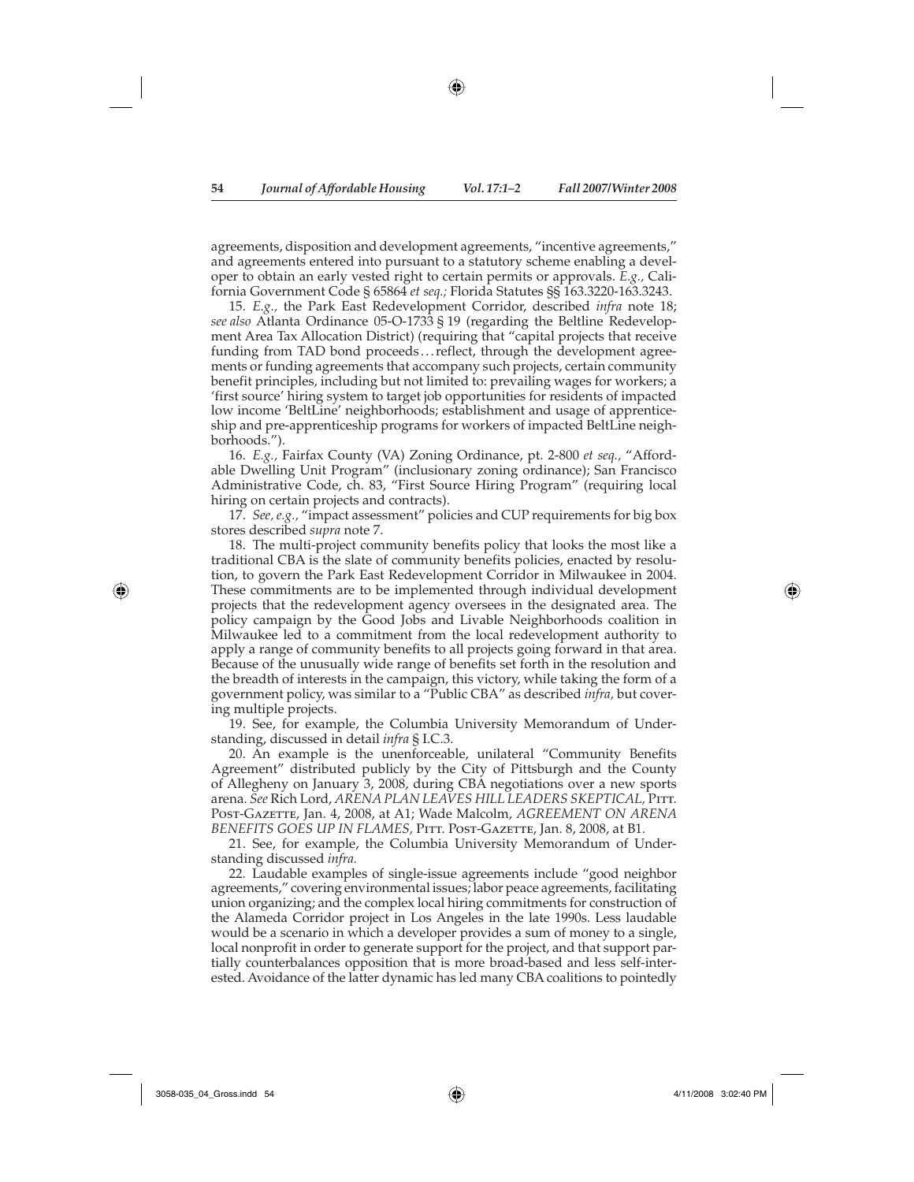agreements, disposition and development agreements, "incentive agreements," and agreements entered into pursuant to a statutory scheme enabling a developer to obtain an early vested right to certain permits or approvals. *E.g.,* California Government Code § 65864 *et seq.;* Florida Statutes §§ 163.3220-163.3243.

15. *E.g.,* the Park East Redevelopment Corridor, described *infra* note 18; *see also* Atlanta Ordinance 05-O-1733 § 19 (regarding the Beltline Redevelopment Area Tax Allocation District) (requiring that "capital projects that receive funding from TAD bond proceeds . . . reflect, through the development agreements or funding agreements that accompany such projects, certain community benefit principles, including but not limited to: prevailing wages for workers; a 'first source' hiring system to target job opportunities for residents of impacted low income 'BeltLine' neighborhoods; establishment and usage of apprenticeship and pre-apprenticeship programs for workers of impacted BeltLine neighborhoods.").

16. *E.g.,* Fairfax County (VA) Zoning Ordinance, pt. 2-800 *et seq.,* "Affordable Dwelling Unit Program" (inclusionary zoning ordinance); San Francisco Administrative Code, ch. 83, "First Source Hiring Program" (requiring local hiring on certain projects and contracts).

17. *See, e.g.,* "impact assessment" policies and CUP requirements for big box stores described *supra* note 7.

18. The multi-project community benefits policy that looks the most like a traditional CBA is the slate of community benefits policies, enacted by resolution, to govern the Park East Redevelopment Corridor in Milwaukee in 2004. These commitments are to be implemented through individual development projects that the redevelopment agency oversees in the designated area. The policy campaign by the Good Jobs and Livable Neighborhoods coalition in Milwaukee led to a commitment from the local redevelopment authority to apply a range of community benefits to all projects going forward in that area. Because of the unusually wide range of benefits set forth in the resolution and the breadth of interests in the campaign, this victory, while taking the form of a government policy, was similar to a "Public CBA" as described *infra,* but covering multiple projects.

19. See, for example, the Columbia University Memorandum of Understanding, discussed in detail *infra* § I.C.3.

20. An example is the unenforceable, unilateral "Community Benefits Agreement" distributed publicly by the City of Pittsburgh and the County of Allegheny on January 3, 2008, during CBA negotiations over a new sports arena. *See* Rich Lord, *ARENA PLAN LEAVES HILL LEADERS SKEPTICAL,* Pitt. Post-Gazette, Jan. 4, 2008, at A1; Wade Malcolm, *AGREEMENT ON ARENA BENEFITS GOES UP IN FLAMES,* Pitt. Post-Gazette, Jan. 8, 2008, at B1.

21. See, for example, the Columbia University Memorandum of Understanding discussed *infra.*

22. Laudable examples of single-issue agreements include "good neighbor agreements," covering environmental issues; labor peace agreements, facilitating union organizing; and the complex local hiring commitments for construction of the Alameda Corridor project in Los Angeles in the late 1990s. Less laudable would be a scenario in which a developer provides a sum of money to a single, local nonprofit in order to generate support for the project, and that support partially counterbalances opposition that is more broad-based and less self-interested. Avoidance of the latter dynamic has led many CBA coalitions to pointedly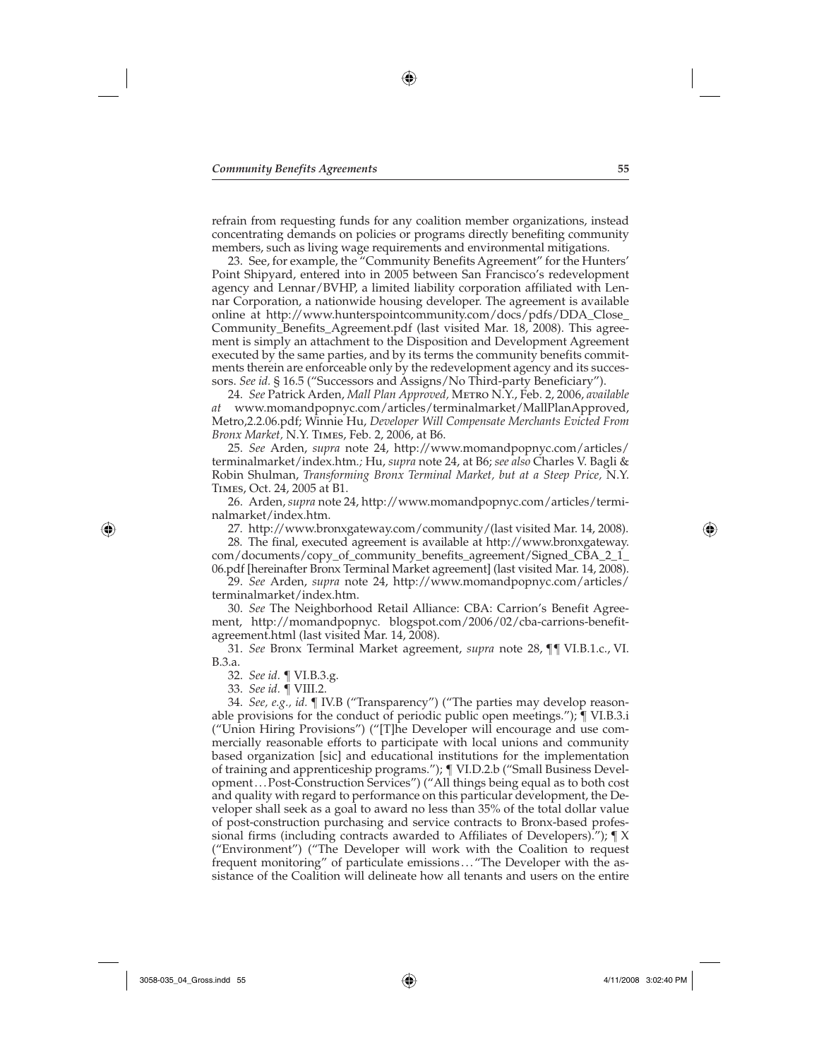refrain from requesting funds for any coalition member organizations, instead concentrating demands on policies or programs directly benefiting community members, such as living wage requirements and environmental mitigations.

23. See, for example, the "Community Benefits Agreement" for the Hunters' Point Shipyard, entered into in 2005 between San Francisco's redevelopment agency and Lennar/BVHP, a limited liability corporation affiliated with Lennar Corporation, a nationwide housing developer. The agreement is available online at http://www.hunterspointcommunity.com/docs/pdfs/DDA_Close_Community_Benefits_Agreement.pdf (last visited Mar. 18, 2008). This agreement is simply an attachment to the Disposition and Development Agreement executed by the same parties, and by its terms the community benefits commitments therein are enforceable only by the redevelopment agency and its successors. *See id.* § 16.5 ("Successors and Assigns/No Third-party Beneficiary").

24. *See* Patrick Arden, *Mall Plan Approved,* Metro N.Y., Feb. 2, 2006, *available at* www.momandpopnyc.com/articles/terminalmarket/MallPlanApproved, Metro,2.2.06.pdf; Winnie Hu, *Developer Will Compensate Merchants Evicted From Bronx Market,* N.Y. Times, Feb. 2, 2006, at B6.

25. *See* Arden, *supra* note 24, http://www.momandpopnyc.com/articles/terminalmarket/index.htm.; Hu, *supra* note 24, at B6; *see also* Charles V. Bagli & Robin Shulman, *Transforming Bronx Terminal Market, but at a Steep Price,* N.Y. Times, Oct. 24, 2005 at B1.

26. Arden, *supra* note 24, http://www.momandpopnyc.com/articles/terminalmarket/index.htm.

27. http://www.bronxgateway.com/community/(last visited Mar. 14, 2008).

28. The final, executed agreement is available at http://www.bronxgateway.com/documents/copy_of_community_benefits_agreement/Signed_CBA_2_1_06.pdf [hereinafter Bronx Terminal Market agreement] (last visited Mar. 14, 2008).

29. *See* Arden, *supra* note 24, http://www.momandpopnyc.com/articles/terminalmarket/index.htm.

30. *See* The Neighborhood Retail Alliance: CBA: Carrion's Benefit Agreement, http://momandpopnyc. blogspot.com/2006/02/cba-carrions-benefit-agreement.html (last visited Mar. 14, 2008).

31. *See* Bronx Terminal Market agreement, *supra* note 28, ¶¶ VI.B.1.c., VI. B.3.a.

32. *See id.* ¶ VI.B.3.g.

33. *See id.* ¶ VIII.2.

34. *See, e.g., id.* ¶ IV.B ("Transparency") ("The parties may develop reasonable provisions for the conduct of periodic public open meetings."); ¶ VI.B.3.i ("Union Hiring Provisions") ("[T]he Developer will encourage and use commercially reasonable efforts to participate with local unions and community based organization [sic] and educational institutions for the implementation of training and apprenticeship programs."); ¶ VI.D.2.b ("Small Business Development . . . Post-Construction Services") ("All things being equal as to both cost and quality with regard to performance on this particular development, the Developer shall seek as a goal to award no less than 35% of the total dollar value of post-construction purchasing and service contracts to Bronx-based professional firms (including contracts awarded to Affiliates of Developers)."); ¶ X ("Environment") ("The Developer will work with the Coalition to request frequent monitoring" of particulate emissions . . . "The Developer with the assistance of the Coalition will delineate how all tenants and users on the entire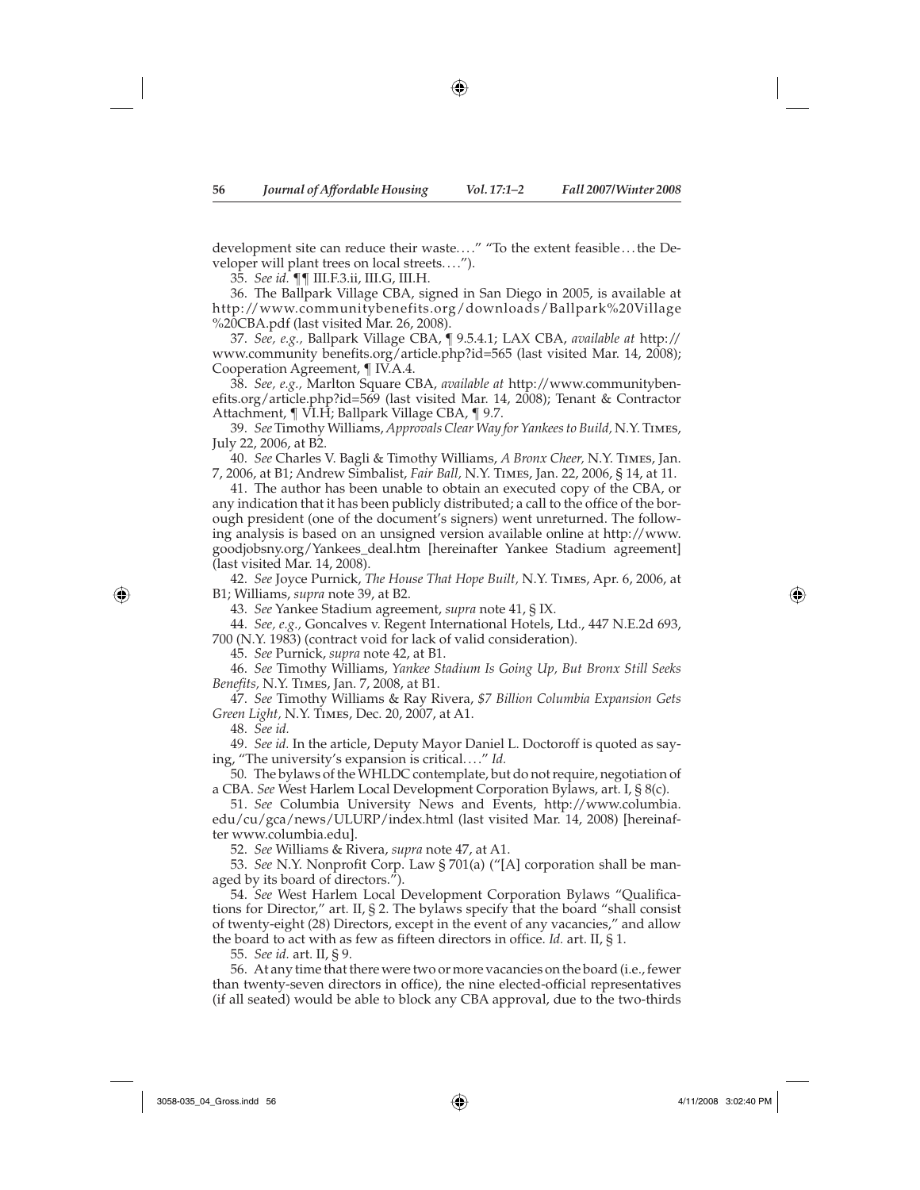development site can reduce their waste. . . ." "To the extent feasible . . . the Developer will plant trees on local streets. . . .").

35. *See id.* ¶¶ III.F.3.ii, III.G, III.H.

36. The Ballpark Village CBA, signed in San Diego in 2005, is available at http://www.communitybenefits.org/downloads/Ballpark%20Village%20CBA.pdf (last visited Mar. 26, 2008).

37. *See, e.g.,* Ballpark Village CBA, ¶ 9.5.4.1; LAX CBA, *available at* http://www.community benefits.org/article.php?id=565 (last visited Mar. 14, 2008); Cooperation Agreement, ¶ IV.A.4.

38. *See, e.g.,* Marlton Square CBA, *available at* http://www.communitybenefits.org/article.php?id=569 (last visited Mar. 14, 2008); Tenant & Contractor Attachment, ¶ VI.H; Ballpark Village CBA, ¶ 9.7.

39. *See* Timothy Williams, *Approvals Clear Way for Yankees to Build,* N.Y. Times, July 22, 2006, at B2.

40. *See* Charles V. Bagli & Timothy Williams, *A Bronx Cheer,* N.Y. Times, Jan. 7, 2006, at B1; Andrew Simbalist, *Fair Ball,* N.Y. Times, Jan. 22, 2006, § 14, at 11.

41. The author has been unable to obtain an executed copy of the CBA, or any indication that it has been publicly distributed; a call to the office of the borough president (one of the document's signers) went unreturned. The following analysis is based on an unsigned version available online at http://www.goodjobsny.org/Yankees_deal.htm [hereinafter Yankee Stadium agreement] (last visited Mar. 14, 2008).

42. *See* Joyce Purnick, *The House That Hope Built,* N.Y. Times, Apr. 6, 2006, at B1; Williams, *supra* note 39, at B2.

43. *See* Yankee Stadium agreement, *supra* note 41, § IX.

44. *See, e.g.,* Goncalves v. Regent International Hotels, Ltd., 447 N.E.2d 693, 700 (N.Y. 1983) (contract void for lack of valid consideration).

45. *See* Purnick, *supra* note 42, at B1.

46. *See* Timothy Williams, *Yankee Stadium Is Going Up, But Bronx Still Seeks Benefits,* N.Y. Times, Jan. 7, 2008, at B1.

47. *See* Timothy Williams & Ray Rivera, *$7 Billion Columbia Expansion Gets Green Light,* N.Y. Times, Dec. 20, 2007, at A1.

48. *See id.*

49. *See id.* In the article, Deputy Mayor Daniel L. Doctoroff is quoted as saying, "The university's expansion is critical. . . ." *Id.*

50. The bylaws of the WHLDC contemplate, but do not require, negotiation of a CBA. *See* West Harlem Local Development Corporation Bylaws, art. I, § 8(c).

51. *See* Columbia University News and Events, http://www.columbia.edu/cu/gca/news/ULURP/index.html (last visited Mar. 14, 2008) [hereinafter www.columbia.edu].

52. *See* Williams & Rivera, *supra* note 47, at A1.

53. *See* N.Y. Nonprofit Corp. Law § 701(a) ("[A] corporation shall be managed by its board of directors.").

54. *See* West Harlem Local Development Corporation Bylaws "Qualifications for Director," art. II, § 2. The bylaws specify that the board "shall consist of twenty-eight (28) Directors, except in the event of any vacancies," and allow the board to act with as few as fifteen directors in office. *Id.* art. II, § 1.

55. *See id.* art. II, § 9.

56. At any time that there were two or more vacancies on the board (i.e., fewer than twenty-seven directors in office), the nine elected-official representatives (if all seated) would be able to block any CBA approval, due to the two-thirds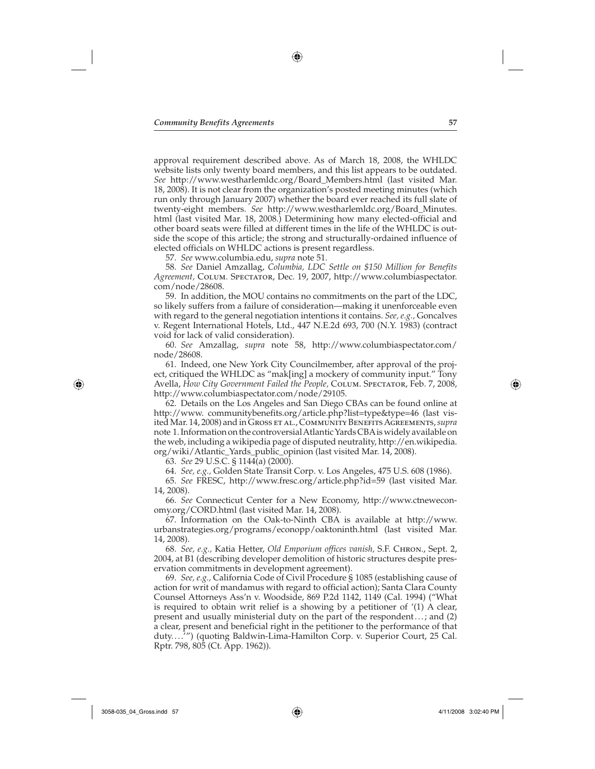approval requirement described above. As of March 18, 2008, the WHLDC website lists only twenty board members, and this list appears to be outdated. *See* http://www.westharlemldc.org/Board_Members.html (last visited Mar. 18, 2008). It is not clear from the organization's posted meeting minutes (which run only through January 2007) whether the board ever reached its full slate of twenty-eight members. *See* http://www.westharlemldc.org/Board_Minutes.html (last visited Mar. 18, 2008.) Determining how many elected-official and other board seats were filled at different times in the life of the WHLDC is outside the scope of this article; the strong and structurally-ordained influence of elected officials on WHLDC actions is present regardless.

57. *See* www.columbia.edu, *supra* note 51.

58. *See* Daniel Amzallag, *Columbia, LDC Settle on $150 Million for Benefits Agreement,* Colum. Spectator, Dec. 19, 2007, http://www.columbiaspectator.com/node/28608.

59. In addition, the MOU contains no commitments on the part of the LDC, so likely suffers from a failure of consideration—making it unenforceable even with regard to the general negotiation intentions it contains. *See, e.g.,* Goncalves v. Regent International Hotels, Ltd., 447 N.E.2d 693, 700 (N.Y. 1983) (contract void for lack of valid consideration).

60. *See* Amzallag, *supra* note 58, http://www.columbiaspectator.com/node/28608.

61. Indeed, one New York City Councilmember, after approval of the project, critiqued the WHLDC as "mak[ing] a mockery of community input." Tony Avella, *How City Government Failed the People,* Colum. Spectator, Feb. 7, 2008, http://www.columbiaspectator.com/node/29105.

62. Details on the Los Angeles and San Diego CBAs can be found online at http://www. communitybenefits.org/article.php?list=type&type=46 (last visited Mar. 14, 2008) and in Gross et al., Community Benefits Agreements, *supra* note 1. Information on the controversial Atlantic Yards CBA is widely available on the web, including a wikipedia page of disputed neutrality, http://en.wikipedia.org/wiki/Atlantic_Yards_public_opinion (last visited Mar. 14, 2008).

63. *See* 29 U.S.C. § 1144(a) (2000).

64. *See, e.g.,* Golden State Transit Corp. v. Los Angeles, 475 U.S. 608 (1986).

65. *See* FRESC, http://www.fresc.org/article.php?id=59 (last visited Mar. 14, 2008).

66. *See* Connecticut Center for a New Economy, http://www.ctneweconomy.org/CORD.html (last visited Mar. 14, 2008).

67. Information on the Oak-to-Ninth CBA is available at http://www.urbanstrategies.org/programs/econopp/oaktoninth.html (last visited Mar. 14, 2008).

68. *See, e.g.,* Katia Hetter, *Old Emporium offices vanish,* S.F. Chron., Sept. 2, 2004, at B1 (describing developer demolition of historic structures despite preservation commitments in development agreement).

69. *See, e.g.,* California Code of Civil Procedure § 1085 (establishing cause of action for writ of mandamus with regard to official action); Santa Clara County Counsel Attorneys Ass'n v. Woodside, 869 P.2d 1142, 1149 (Cal. 1994) ("What is required to obtain writ relief is a showing by a petitioner of '(1) A clear, present and usually ministerial duty on the part of the respondent…; and (2) a clear, present and beneficial right in the petitioner to the performance of that duty….'") (quoting Baldwin-Lima-Hamilton Corp. v. Superior Court, 25 Cal. Rptr. 798, 805 (Ct. App. 1962)).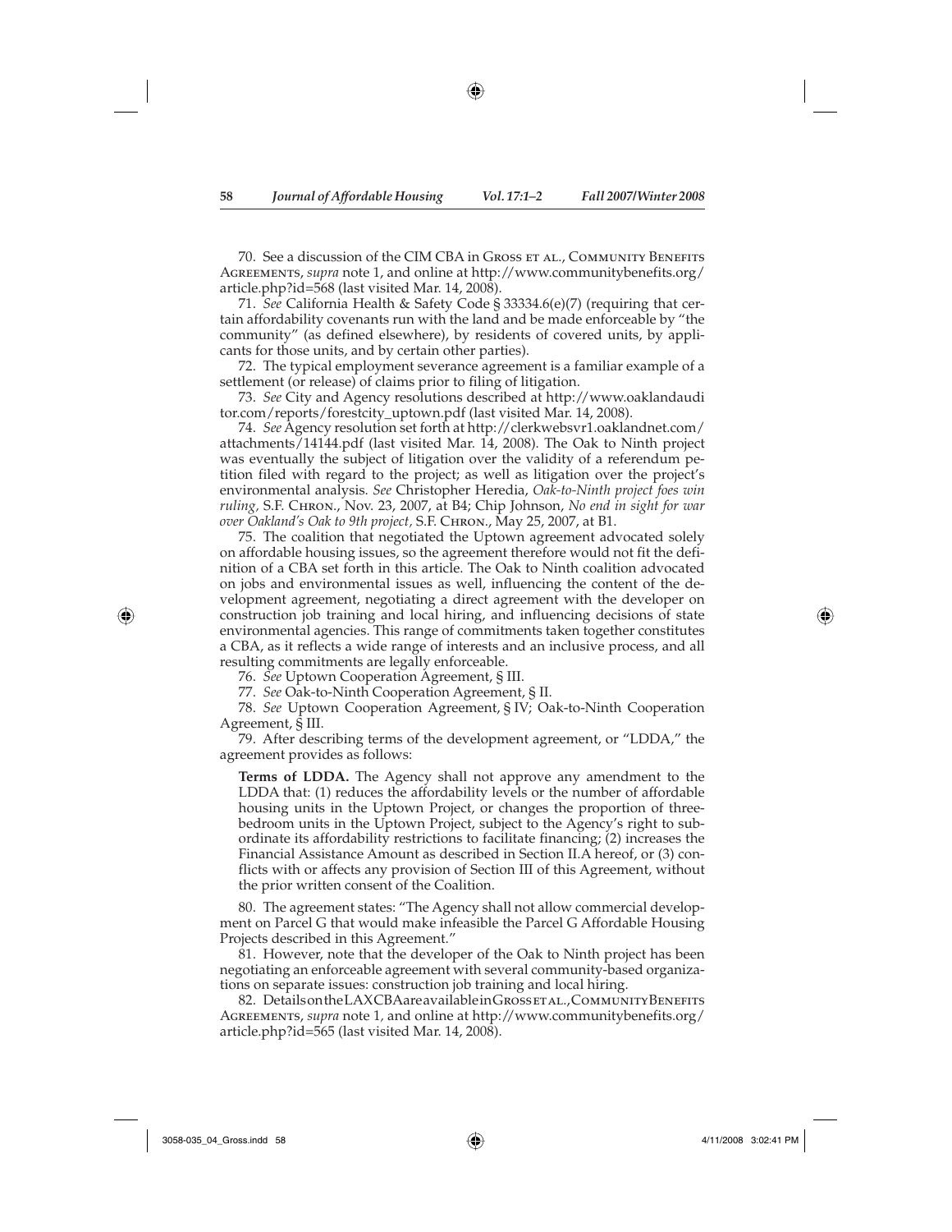70. See a discussion of the CIM CBA in Gross et al., Community Benefits Agreements, *supra* note 1, and online at http://www.communitybenefits.org/article.php?id=568 (last visited Mar. 14, 2008).

71. *See* California Health & Safety Code § 33334.6(e)(7) (requiring that certain affordability covenants run with the land and be made enforceable by "the community" (as defined elsewhere), by residents of covered units, by applicants for those units, and by certain other parties).

72. The typical employment severance agreement is a familiar example of a settlement (or release) of claims prior to filing of litigation.

73. *See* City and Agency resolutions described at http://www.oaklandauditor.com/reports/forestcity_uptown.pdf (last visited Mar. 14, 2008).

74. *See* Agency resolution set forth at http://clerkwebsvr1.oaklandnet.com/attachments/14144.pdf (last visited Mar. 14, 2008). The Oak to Ninth project was eventually the subject of litigation over the validity of a referendum petition filed with regard to the project; as well as litigation over the project's environmental analysis. *See* Christopher Heredia, *Oak-to-Ninth project foes win ruling,* S.F. Chron., Nov. 23, 2007, at B4; Chip Johnson, *No end in sight for war over Oakland's Oak to 9th project,* S.F. Chron., May 25, 2007, at B1.

75. The coalition that negotiated the Uptown agreement advocated solely on affordable housing issues, so the agreement therefore would not fit the definition of a CBA set forth in this article. The Oak to Ninth coalition advocated on jobs and environmental issues as well, influencing the content of the development agreement, negotiating a direct agreement with the developer on construction job training and local hiring, and influencing decisions of state environmental agencies. This range of commitments taken together constitutes a CBA, as it reflects a wide range of interests and an inclusive process, and all resulting commitments are legally enforceable.

76. *See* Uptown Cooperation Agreement, § III.

77. *See* Oak-to-Ninth Cooperation Agreement, § II.

78. *See* Uptown Cooperation Agreement, § IV; Oak-to-Ninth Cooperation Agreement, § III.

79. After describing terms of the development agreement, or "LDDA," the agreement provides as follows:

> **Terms of LDDA.** The Agency shall not approve any amendment to the LDDA that: (1) reduces the affordability levels or the number of affordable housing units in the Uptown Project, or changes the proportion of three-bedroom units in the Uptown Project, subject to the Agency's right to subordinate its affordability restrictions to facilitate financing; (2) increases the Financial Assistance Amount as described in Section II.A hereof, or (3) conflicts with or affects any provision of Section III of this Agreement, without the prior written consent of the Coalition.

80. The agreement states: "The Agency shall not allow commercial development on Parcel G that would make infeasible the Parcel G Affordable Housing Projects described in this Agreement."

81. However, note that the developer of the Oak to Ninth project has been negotiating an enforceable agreement with several community-based organizations on separate issues: construction job training and local hiring.

82. Details on the LAX CBA are available in Gross et al., Community Benefits Agreements, *supra* note 1, and online at http://www.communitybenefits.org/article.php?id=565 (last visited Mar. 14, 2008).